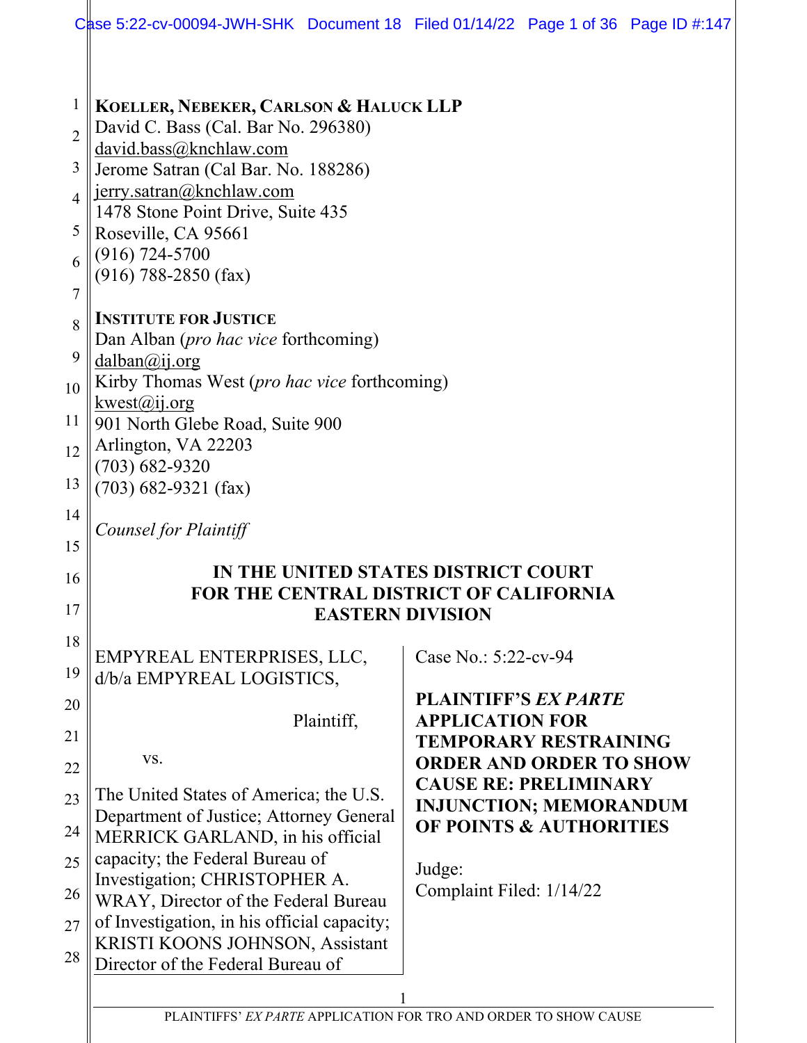**KOELLER, NEBEKER, CARLSON & HALUCK LLP**
David C. Bass (Cal. Bar No. 296380)
david.bass@knchlaw.com
Jerome Satran (Cal Bar. No. 188286)
jerry.satran@knchlaw.com
1478 Stone Point Drive, Suite 435
Roseville, CA 95661
(916) 724-5700
(916) 788-2850 (fax)

**INSTITUTE FOR JUSTICE**
Dan Alban (*pro hac vice* forthcoming)
dalban@ij.org
Kirby Thomas West (*pro hac vice* forthcoming)
kwest@ij.org
901 North Glebe Road, Suite 900
Arlington, VA 22203
(703) 682-9320
(703) 682-9321 (fax)

*Counsel for Plaintiff*

**IN THE UNITED STATES DISTRICT COURT
FOR THE CENTRAL DISTRICT OF CALIFORNIA
EASTERN DIVISION**

EMPYREAL ENTERPRISES, LLC, d/b/a EMPYREAL LOGISTICS,

Plaintiff,

vs.

The United States of America; the U.S. Department of Justice; Attorney General MERRICK GARLAND, in his official capacity; the Federal Bureau of Investigation; CHRISTOPHER A. WRAY, Director of the Federal Bureau of Investigation, in his official capacity; KRISTI KOONS JOHNSON, Assistant Director of the Federal Bureau of

Case No.: 5:22-cv-94

**PLAINTIFF'S *EX PARTE* APPLICATION FOR TEMPORARY RESTRAINING ORDER AND ORDER TO SHOW CAUSE RE: PRELIMINARY INJUNCTION; MEMORANDUM OF POINTS & AUTHORITIES**

Judge:
Complaint Filed: 1/14/22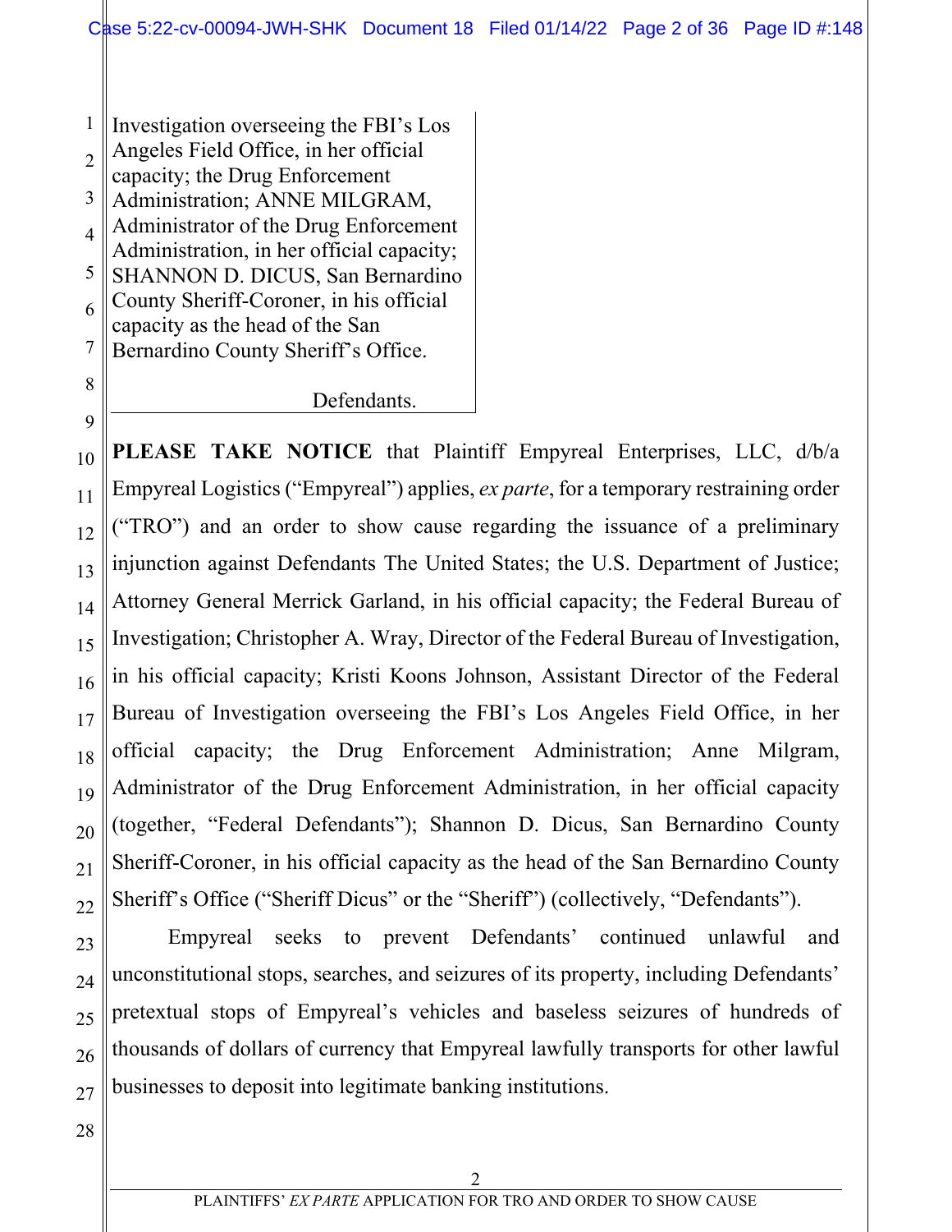Investigation overseeing the FBI's Los Angeles Field Office, in her official capacity; the Drug Enforcement Administration; ANNE MILGRAM, Administrator of the Drug Enforcement Administration, in her official capacity; SHANNON D. DICUS, San Bernardino County Sheriff-Coroner, in his official capacity as the head of the San Bernardino County Sheriff's Office.

Defendants.

**PLEASE TAKE NOTICE** that Plaintiff Empyreal Enterprises, LLC, d/b/a Empyreal Logistics ("Empyreal") applies, *ex parte*, for a temporary restraining order ("TRO") and an order to show cause regarding the issuance of a preliminary injunction against Defendants The United States; the U.S. Department of Justice; Attorney General Merrick Garland, in his official capacity; the Federal Bureau of Investigation; Christopher A. Wray, Director of the Federal Bureau of Investigation, in his official capacity; Kristi Koons Johnson, Assistant Director of the Federal Bureau of Investigation overseeing the FBI's Los Angeles Field Office, in her official capacity; the Drug Enforcement Administration; Anne Milgram, Administrator of the Drug Enforcement Administration, in her official capacity (together, "Federal Defendants"); Shannon D. Dicus, San Bernardino County Sheriff-Coroner, in his official capacity as the head of the San Bernardino County Sheriff's Office ("Sheriff Dicus" or the "Sheriff") (collectively, "Defendants").

Empyreal seeks to prevent Defendants' continued unlawful and unconstitutional stops, searches, and seizures of its property, including Defendants' pretextual stops of Empyreal's vehicles and baseless seizures of hundreds of thousands of dollars of currency that Empyreal lawfully transports for other lawful businesses to deposit into legitimate banking institutions.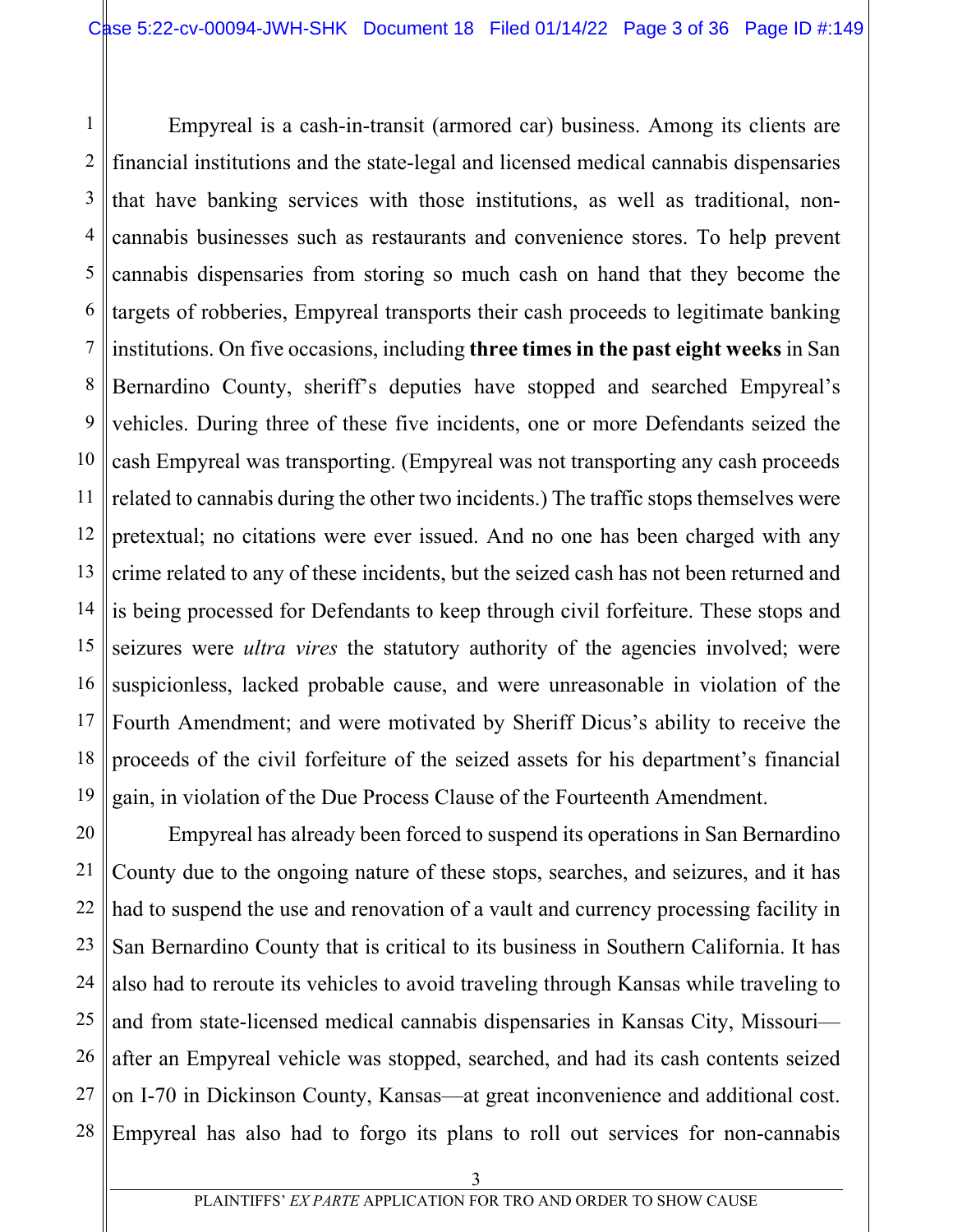Empyreal is a cash-in-transit (armored car) business. Among its clients are financial institutions and the state-legal and licensed medical cannabis dispensaries that have banking services with those institutions, as well as traditional, non-cannabis businesses such as restaurants and convenience stores. To help prevent cannabis dispensaries from storing so much cash on hand that they become the targets of robberies, Empyreal transports their cash proceeds to legitimate banking institutions. On five occasions, including **three times in the past eight weeks** in San Bernardino County, sheriff's deputies have stopped and searched Empyreal's vehicles. During three of these five incidents, one or more Defendants seized the cash Empyreal was transporting. (Empyreal was not transporting any cash proceeds related to cannabis during the other two incidents.) The traffic stops themselves were pretextual; no citations were ever issued. And no one has been charged with any crime related to any of these incidents, but the seized cash has not been returned and is being processed for Defendants to keep through civil forfeiture. These stops and seizures were *ultra vires* the statutory authority of the agencies involved; were suspicionless, lacked probable cause, and were unreasonable in violation of the Fourth Amendment; and were motivated by Sheriff Dicus's ability to receive the proceeds of the civil forfeiture of the seized assets for his department's financial gain, in violation of the Due Process Clause of the Fourteenth Amendment.

Empyreal has already been forced to suspend its operations in San Bernardino County due to the ongoing nature of these stops, searches, and seizures, and it has had to suspend the use and renovation of a vault and currency processing facility in San Bernardino County that is critical to its business in Southern California. It has also had to reroute its vehicles to avoid traveling through Kansas while traveling to and from state-licensed medical cannabis dispensaries in Kansas City, Missouri—after an Empyreal vehicle was stopped, searched, and had its cash contents seized on I-70 in Dickinson County, Kansas—at great inconvenience and additional cost. Empyreal has also had to forgo its plans to roll out services for non-cannabis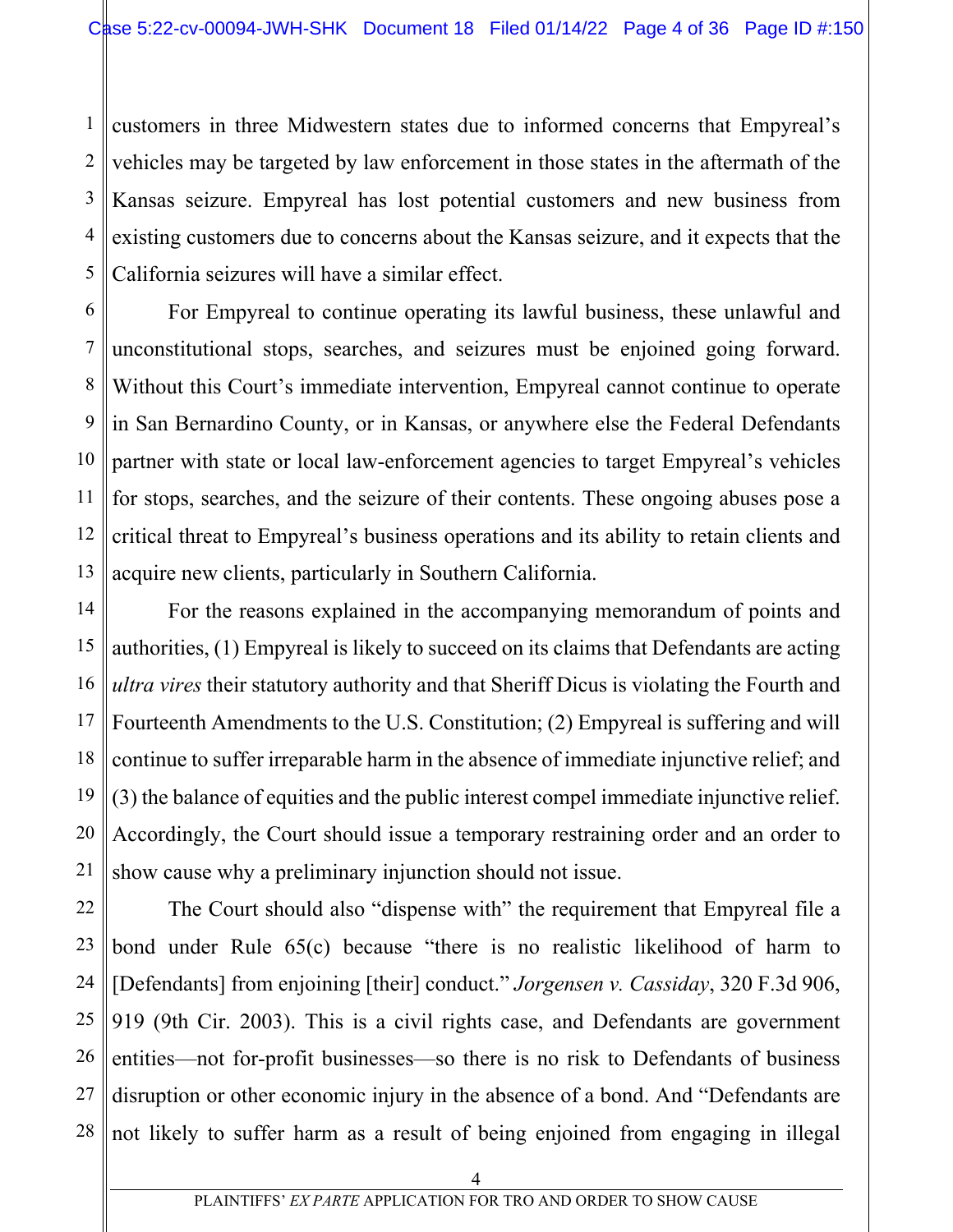customers in three Midwestern states due to informed concerns that Empyreal's vehicles may be targeted by law enforcement in those states in the aftermath of the Kansas seizure. Empyreal has lost potential customers and new business from existing customers due to concerns about the Kansas seizure, and it expects that the California seizures will have a similar effect.

For Empyreal to continue operating its lawful business, these unlawful and unconstitutional stops, searches, and seizures must be enjoined going forward. Without this Court's immediate intervention, Empyreal cannot continue to operate in San Bernardino County, or in Kansas, or anywhere else the Federal Defendants partner with state or local law-enforcement agencies to target Empyreal's vehicles for stops, searches, and the seizure of their contents. These ongoing abuses pose a critical threat to Empyreal's business operations and its ability to retain clients and acquire new clients, particularly in Southern California.

For the reasons explained in the accompanying memorandum of points and authorities, (1) Empyreal is likely to succeed on its claims that Defendants are acting *ultra vires* their statutory authority and that Sheriff Dicus is violating the Fourth and Fourteenth Amendments to the U.S. Constitution; (2) Empyreal is suffering and will continue to suffer irreparable harm in the absence of immediate injunctive relief; and (3) the balance of equities and the public interest compel immediate injunctive relief. Accordingly, the Court should issue a temporary restraining order and an order to show cause why a preliminary injunction should not issue.

The Court should also "dispense with" the requirement that Empyreal file a bond under Rule 65(c) because "there is no realistic likelihood of harm to [Defendants] from enjoining [their] conduct." *Jorgensen v. Cassiday*, 320 F.3d 906, 919 (9th Cir. 2003). This is a civil rights case, and Defendants are government entities—not for-profit businesses—so there is no risk to Defendants of business disruption or other economic injury in the absence of a bond. And "Defendants are not likely to suffer harm as a result of being enjoined from engaging in illegal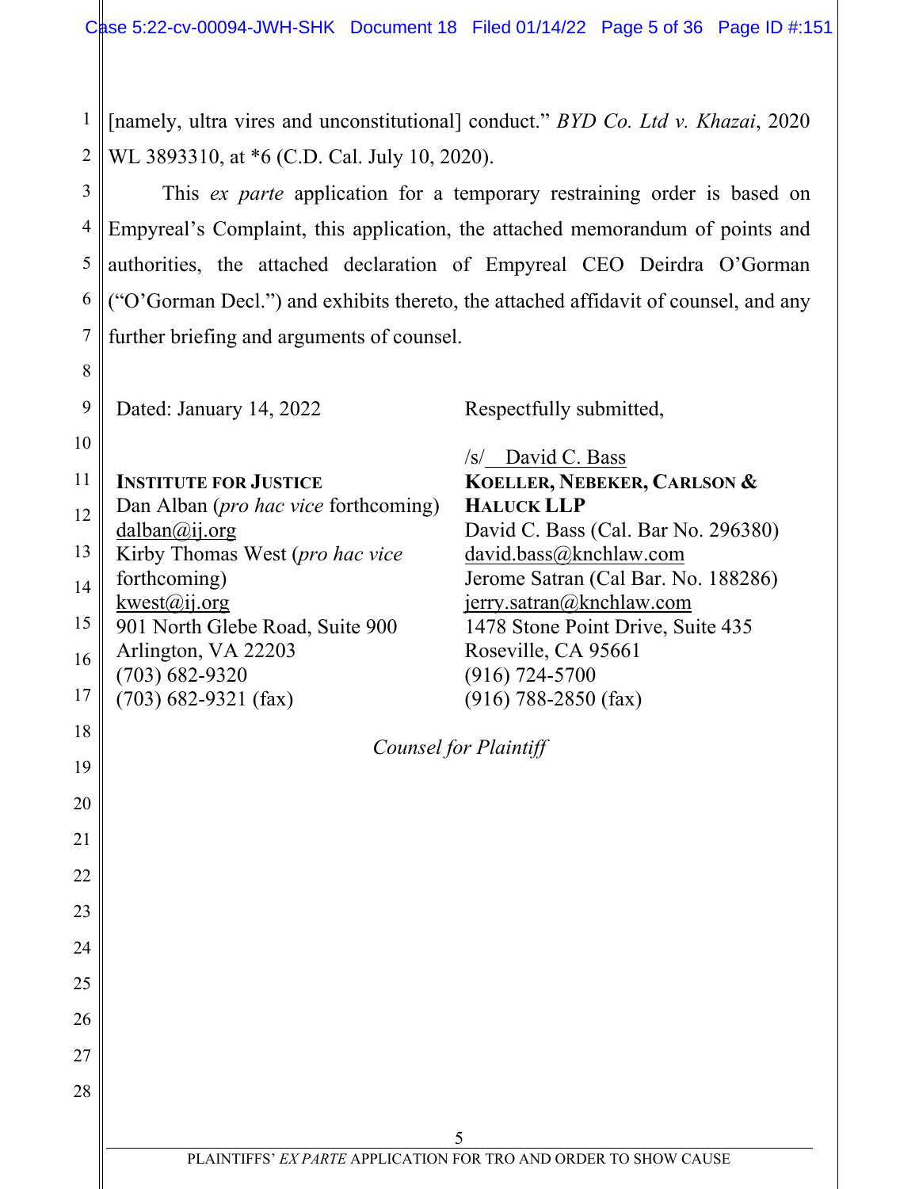[namely, ultra vires and unconstitutional] conduct." *BYD Co. Ltd v. Khazai*, 2020 WL 3893310, at *6 (C.D. Cal. July 10, 2020).

This *ex parte* application for a temporary restraining order is based on Empyreal's Complaint, this application, the attached memorandum of points and authorities, the attached declaration of Empyreal CEO Deirdra O'Gorman ("O'Gorman Decl.") and exhibits thereto, the attached affidavit of counsel, and any further briefing and arguments of counsel.

Dated: January 14, 2022

Respectfully submitted,

/s/ David C. Bass

**INSTITUTE FOR JUSTICE**
Dan Alban (*pro hac vice* forthcoming)
dalban@ij.org
Kirby Thomas West (*pro hac vice* forthcoming)
kwest@ij.org
901 North Glebe Road, Suite 900
Arlington, VA 22203
(703) 682-9320
(703) 682-9321 (fax)

**KOELLER, NEBEKER, CARLSON & HALUCK LLP**
David C. Bass (Cal. Bar No. 296380)
david.bass@knchlaw.com
Jerome Satran (Cal Bar. No. 188286)
jerry.satran@knchlaw.com
1478 Stone Point Drive, Suite 435
Roseville, CA 95661
(916) 724-5700
(916) 788-2850 (fax)

*Counsel for Plaintiff*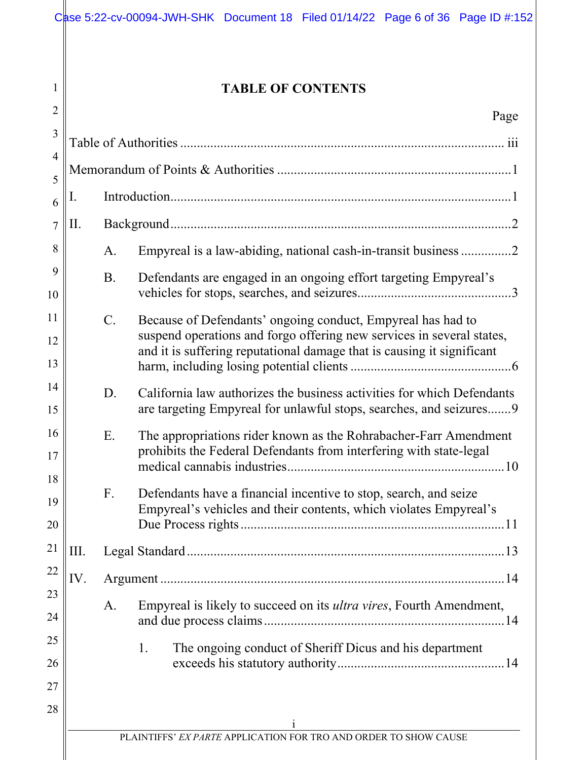# TABLE OF CONTENTS

Page

Table of Authorities ............................................................................................ iii

Memorandum of Points & Authorities ....................................................................1

I. Introduction....................................................................................................1

II. Background....................................................................................................2

A. Empyreal is a law-abiding, national cash-in-transit business ..............2

B. Defendants are engaged in an ongoing effort targeting Empyreal's vehicles for stops, searches, and seizures.............................................3

C. Because of Defendants' ongoing conduct, Empyreal has had to suspend operations and forgo offering new services in several states, and it is suffering reputational damage that is causing it significant harm, including losing potential clients ...............................................6

D. California law authorizes the business activities for which Defendants are targeting Empyreal for unlawful stops, searches, and seizures.......9

E. The appropriations rider known as the Rohrabacher-Farr Amendment prohibits the Federal Defendants from interfering with state-legal medical cannabis industries................................................................10

F. Defendants have a financial incentive to stop, search, and seize Empyreal's vehicles and their contents, which violates Empyreal's Due Process rights ...............................................................................11

III. Legal Standard..............................................................................................13

IV. Argument ......................................................................................................14

A. Empyreal is likely to succeed on its *ultra vires*, Fourth Amendment, and due process claims .......................................................................14

1. The ongoing conduct of Sheriff Dicus and his department exceeds his statutory authority .................................................14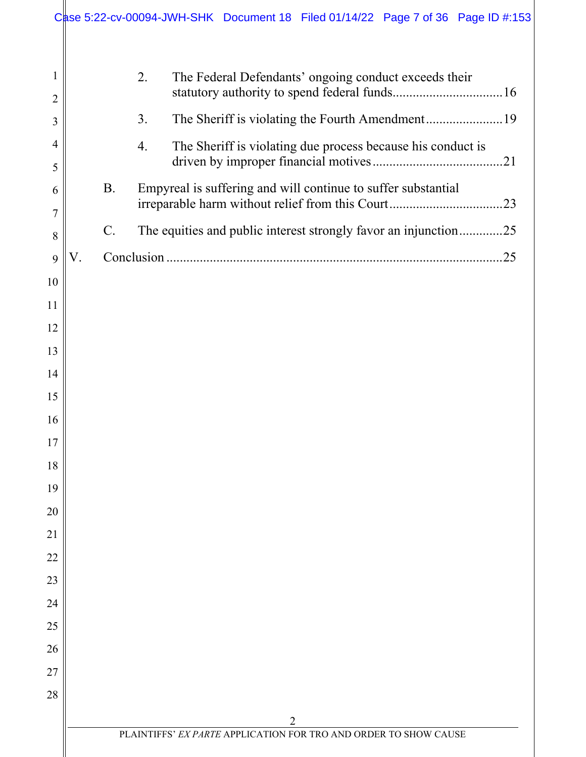2. The Federal Defendants' ongoing conduct exceeds their statutory authority to spend federal funds.................................16

3. The Sheriff is violating the Fourth Amendment.......................19

4. The Sheriff is violating due process because his conduct is driven by improper financial motives.......................................21

B. Empyreal is suffering and will continue to suffer substantial irreparable harm without relief from this Court..................................23

C. The equities and public interest strongly favor an injunction.............25

V. Conclusion ....................................................................................................25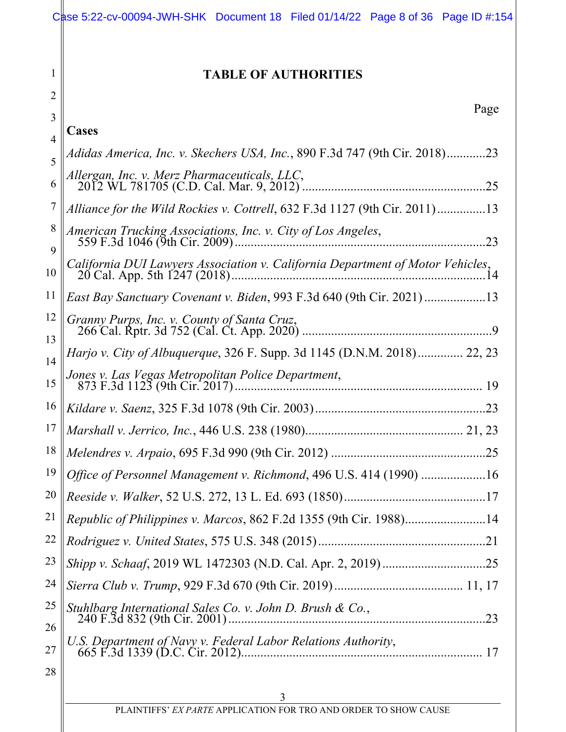# TABLE OF AUTHORITIES

Page

**Cases**

*Adidas America, Inc. v. Skechers USA, Inc.*, 890 F.3d 747 (9th Cir. 2018)............23

*Allergan, Inc. v. Merz Pharmaceuticals, LLC*,
2012 WL 781705 (C.D. Cal. Mar. 9, 2012) .........................................................25

*Alliance for the Wild Rockies v. Cottrell*, 632 F.3d 1127 (9th Cir. 2011)...............13

*American Trucking Associations, Inc. v. City of Los Angeles*,
559 F.3d 1046 (9th Cir. 2009)...............................................................................23

*California DUI Lawyers Association v. California Department of Motor Vehicles*,
20 Cal. App. 5th 1247 (2018)................................................................................14

*East Bay Sanctuary Covenant v. Biden*, 993 F.3d 640 (9th Cir. 2021)...................13

*Granny Purps, Inc. v. County of Santa Cruz*,
266 Cal. Rptr. 3d 752 (Cal. Ct. App. 2020) ...........................................................9

*Harjo v. City of Albuquerque*, 326 F. Supp. 3d 1145 (D.N.M. 2018).............. 22, 23

*Jones v. Las Vegas Metropolitan Police Department*,
873 F.3d 1123 (9th Cir. 2017)............................................................................. 19

*Kildare v. Saenz*, 325 F.3d 1078 (9th Cir. 2003)......................................................23

*Marshall v. Jerrico, Inc.*, 446 U.S. 238 (1980)................................................. 21, 23

*Melendres v. Arpaio*, 695 F.3d 990 (9th Cir. 2012) .................................................25

*Office of Personnel Management v. Richmond*, 496 U.S. 414 (1990) ....................16

*Reeside v. Walker*, 52 U.S. 272, 13 L. Ed. 693 (1850)............................................17

*Republic of Philippines v. Marcos*, 862 F.2d 1355 (9th Cir. 1988).........................14

*Rodriguez v. United States*, 575 U.S. 348 (2015)....................................................21

*Shipp v. Schaaf*, 2019 WL 1472303 (N.D. Cal. Apr. 2, 2019)................................25

*Sierra Club v. Trump*, 929 F.3d 670 (9th Cir. 2019)........................................ 11, 17

*Stuhlbarg International Sales Co. v. John D. Brush & Co.*,
240 F.3d 832 (9th Cir. 2001)................................................................................23

*U.S. Department of Navy v. Federal Labor Relations Authority*,
665 F.3d 1339 (D.C. Cir. 2012)........................................................................... 17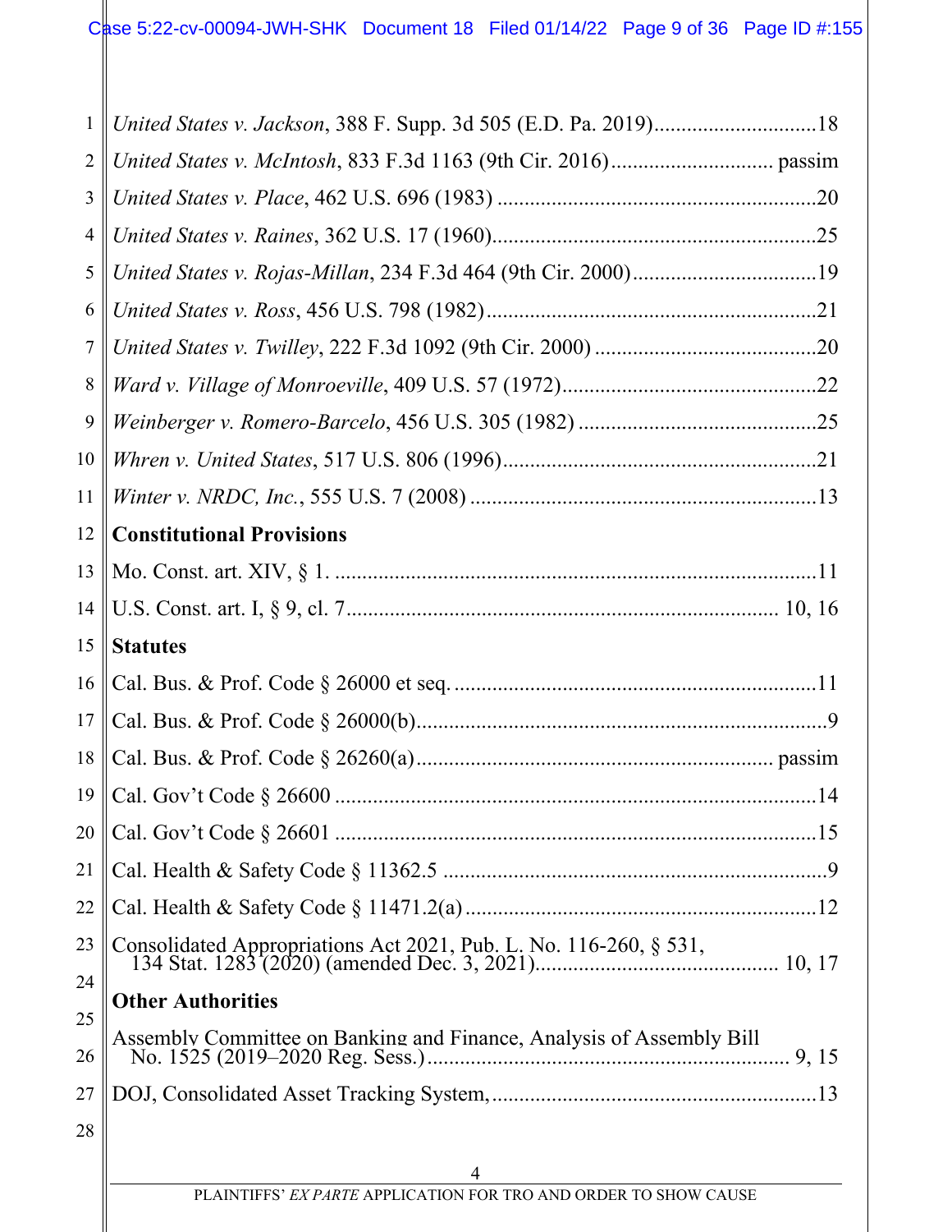*United States v. Jackson*, 388 F. Supp. 3d 505 (E.D. Pa. 2019)..............................18

*United States v. McIntosh*, 833 F.3d 1163 (9th Cir. 2016)............................. passim

*United States v. Place*, 462 U.S. 696 (1983) ..........................................................20

*United States v. Raines*, 362 U.S. 17 (1960)............................................................25

*United States v. Rojas-Millan*, 234 F.3d 464 (9th Cir. 2000)..................................19

*United States v. Ross*, 456 U.S. 798 (1982).............................................................21

*United States v. Twilley*, 222 F.3d 1092 (9th Cir. 2000) .........................................20

*Ward v. Village of Monroeville*, 409 U.S. 57 (1972)...............................................22

*Weinberger v. Romero-Barcelo*, 456 U.S. 305 (1982) ............................................25

*Whren v. United States*, 517 U.S. 806 (1996)..........................................................21

*Winter v. NRDC, Inc.*, 555 U.S. 7 (2008) ................................................................13

**Constitutional Provisions**

Mo. Const. art. XIV, § 1. ..........................................................................................11

U.S. Const. art. I, § 9, cl. 7.......................................................................... 10, 16

**Statutes**

Cal. Bus. & Prof. Code § 26000 et seq. ...................................................................11

Cal. Bus. & Prof. Code § 26000(b)...........................................................................9

Cal. Bus. & Prof. Code § 26260(a)............................................................. passim

Cal. Gov't Code § 26600 ..........................................................................................14

Cal. Gov't Code § 26601 ..........................................................................................15

Cal. Health & Safety Code § 11362.5 .......................................................................9

Cal. Health & Safety Code § 11471.2(a) .................................................................12

Consolidated Appropriations Act 2021, Pub. L. No. 116-260, § 531, 134 Stat. 1283 (2020) (amended Dec. 3, 2021)............................................ 10, 17

**Other Authorities**

Assembly Committee on Banking and Finance, Analysis of Assembly Bill No. 1525 (2019–2020 Reg. Sess.)................................................................. 9, 15

DOJ, Consolidated Asset Tracking System,............................................................13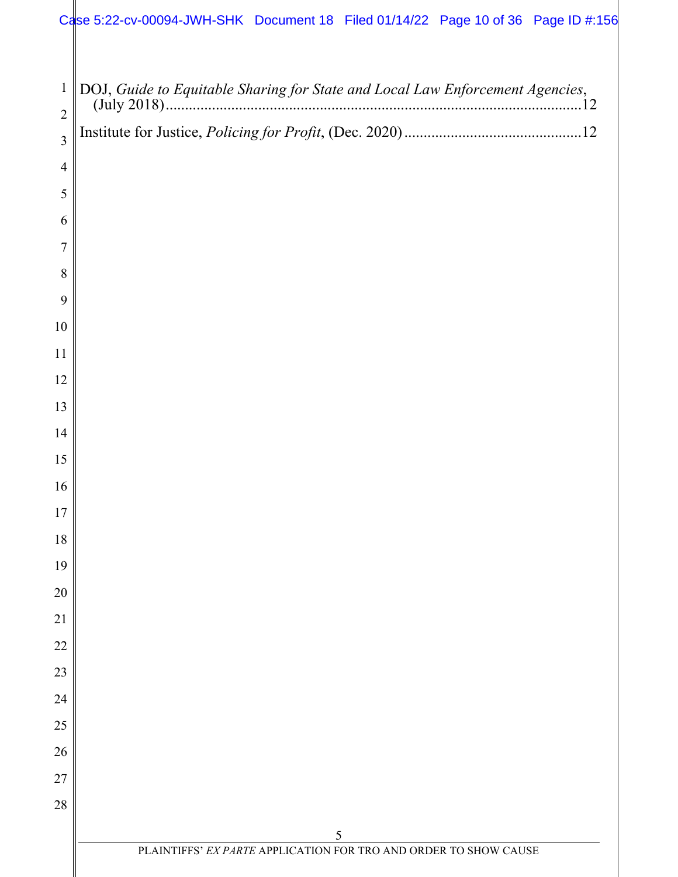DOJ, *Guide to Equitable Sharing for State and Local Law Enforcement Agencies*, (July 2018) ........................................................................................................12

Institute for Justice, *Policing for Profit*, (Dec. 2020) ............................................12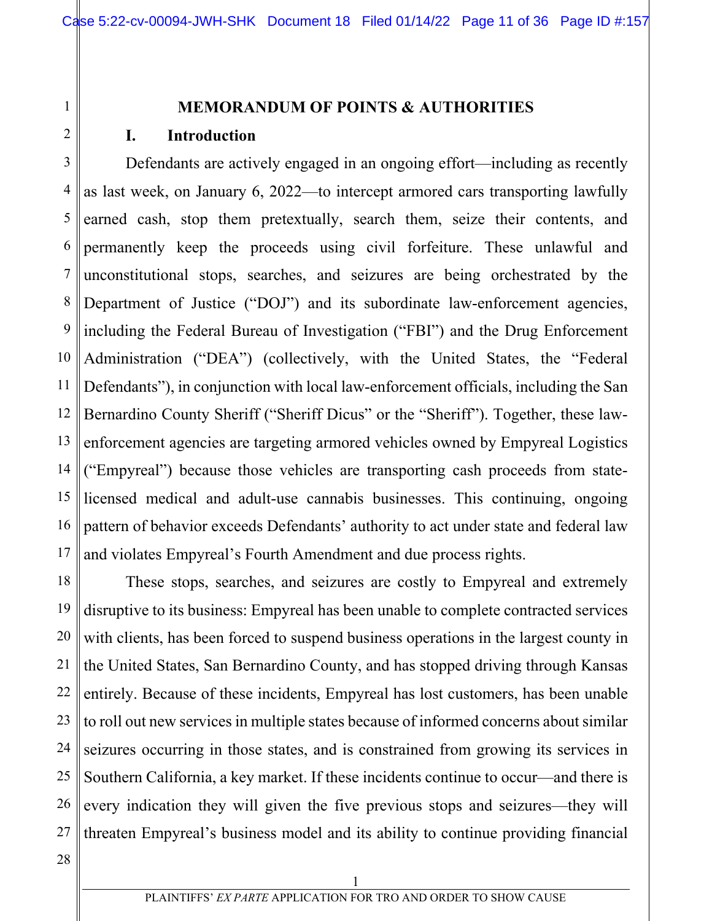## MEMORANDUM OF POINTS & AUTHORITIES

### I. Introduction

Defendants are actively engaged in an ongoing effort—including as recently as last week, on January 6, 2022—to intercept armored cars transporting lawfully earned cash, stop them pretextually, search them, seize their contents, and permanently keep the proceeds using civil forfeiture. These unlawful and unconstitutional stops, searches, and seizures are being orchestrated by the Department of Justice ("DOJ") and its subordinate law-enforcement agencies, including the Federal Bureau of Investigation ("FBI") and the Drug Enforcement Administration ("DEA") (collectively, with the United States, the "Federal Defendants"), in conjunction with local law-enforcement officials, including the San Bernardino County Sheriff ("Sheriff Dicus" or the "Sheriff"). Together, these law-enforcement agencies are targeting armored vehicles owned by Empyreal Logistics ("Empyreal") because those vehicles are transporting cash proceeds from state-licensed medical and adult-use cannabis businesses. This continuing, ongoing pattern of behavior exceeds Defendants' authority to act under state and federal law and violates Empyreal's Fourth Amendment and due process rights.

These stops, searches, and seizures are costly to Empyreal and extremely disruptive to its business: Empyreal has been unable to complete contracted services with clients, has been forced to suspend business operations in the largest county in the United States, San Bernardino County, and has stopped driving through Kansas entirely. Because of these incidents, Empyreal has lost customers, has been unable to roll out new services in multiple states because of informed concerns about similar seizures occurring in those states, and is constrained from growing its services in Southern California, a key market. If these incidents continue to occur—and there is every indication they will given the five previous stops and seizures—they will threaten Empyreal's business model and its ability to continue providing financial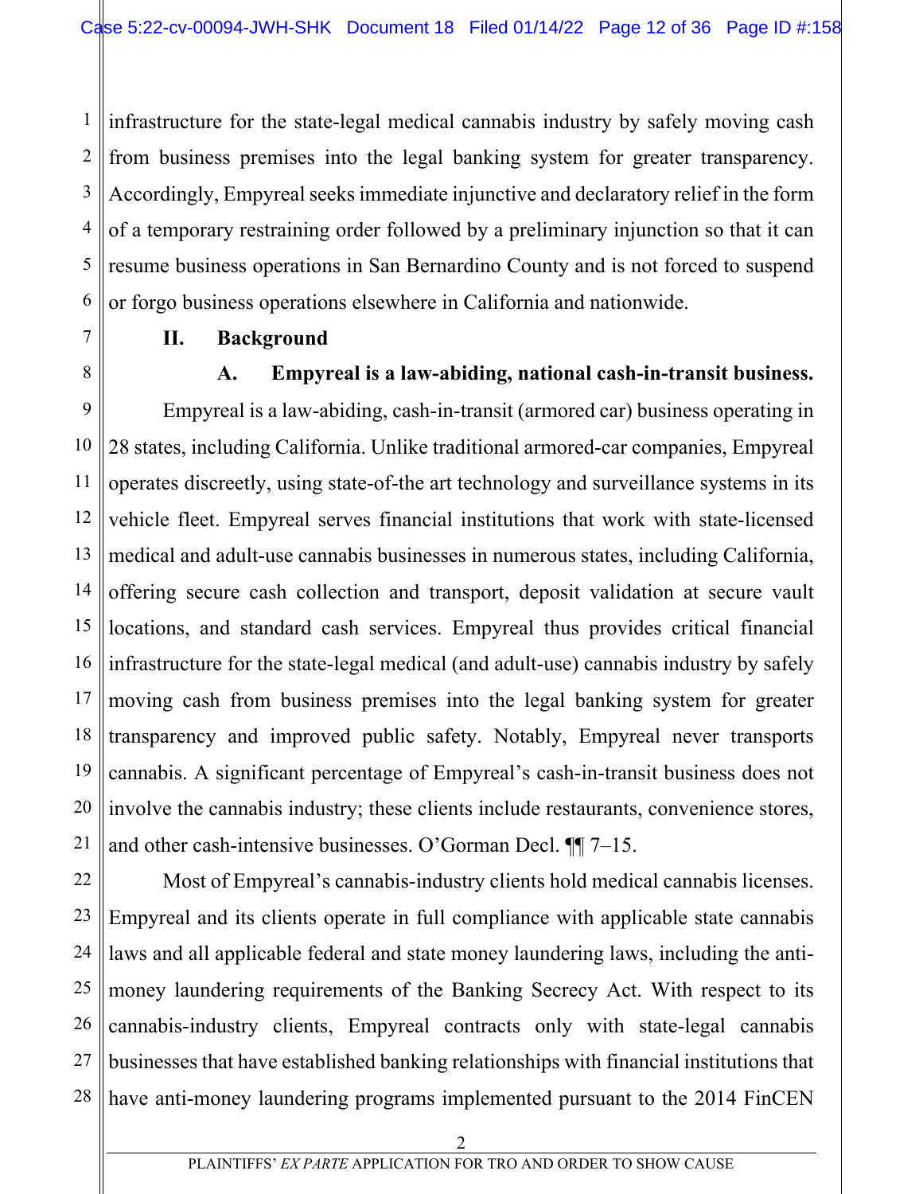infrastructure for the state-legal medical cannabis industry by safely moving cash from business premises into the legal banking system for greater transparency. Accordingly, Empyreal seeks immediate injunctive and declaratory relief in the form of a temporary restraining order followed by a preliminary injunction so that it can resume business operations in San Bernardino County and is not forced to suspend or forgo business operations elsewhere in California and nationwide.

## II. Background

### A. Empyreal is a law-abiding, national cash-in-transit business.

Empyreal is a law-abiding, cash-in-transit (armored car) business operating in 28 states, including California. Unlike traditional armored-car companies, Empyreal operates discreetly, using state-of-the art technology and surveillance systems in its vehicle fleet. Empyreal serves financial institutions that work with state-licensed medical and adult-use cannabis businesses in numerous states, including California, offering secure cash collection and transport, deposit validation at secure vault locations, and standard cash services. Empyreal thus provides critical financial infrastructure for the state-legal medical (and adult-use) cannabis industry by safely moving cash from business premises into the legal banking system for greater transparency and improved public safety. Notably, Empyreal never transports cannabis. A significant percentage of Empyreal's cash-in-transit business does not involve the cannabis industry; these clients include restaurants, convenience stores, and other cash-intensive businesses. O'Gorman Decl. ¶¶ 7–15.

Most of Empyreal's cannabis-industry clients hold medical cannabis licenses. Empyreal and its clients operate in full compliance with applicable state cannabis laws and all applicable federal and state money laundering laws, including the anti-money laundering requirements of the Banking Secrecy Act. With respect to its cannabis-industry clients, Empyreal contracts only with state-legal cannabis businesses that have established banking relationships with financial institutions that have anti-money laundering programs implemented pursuant to the 2014 FinCEN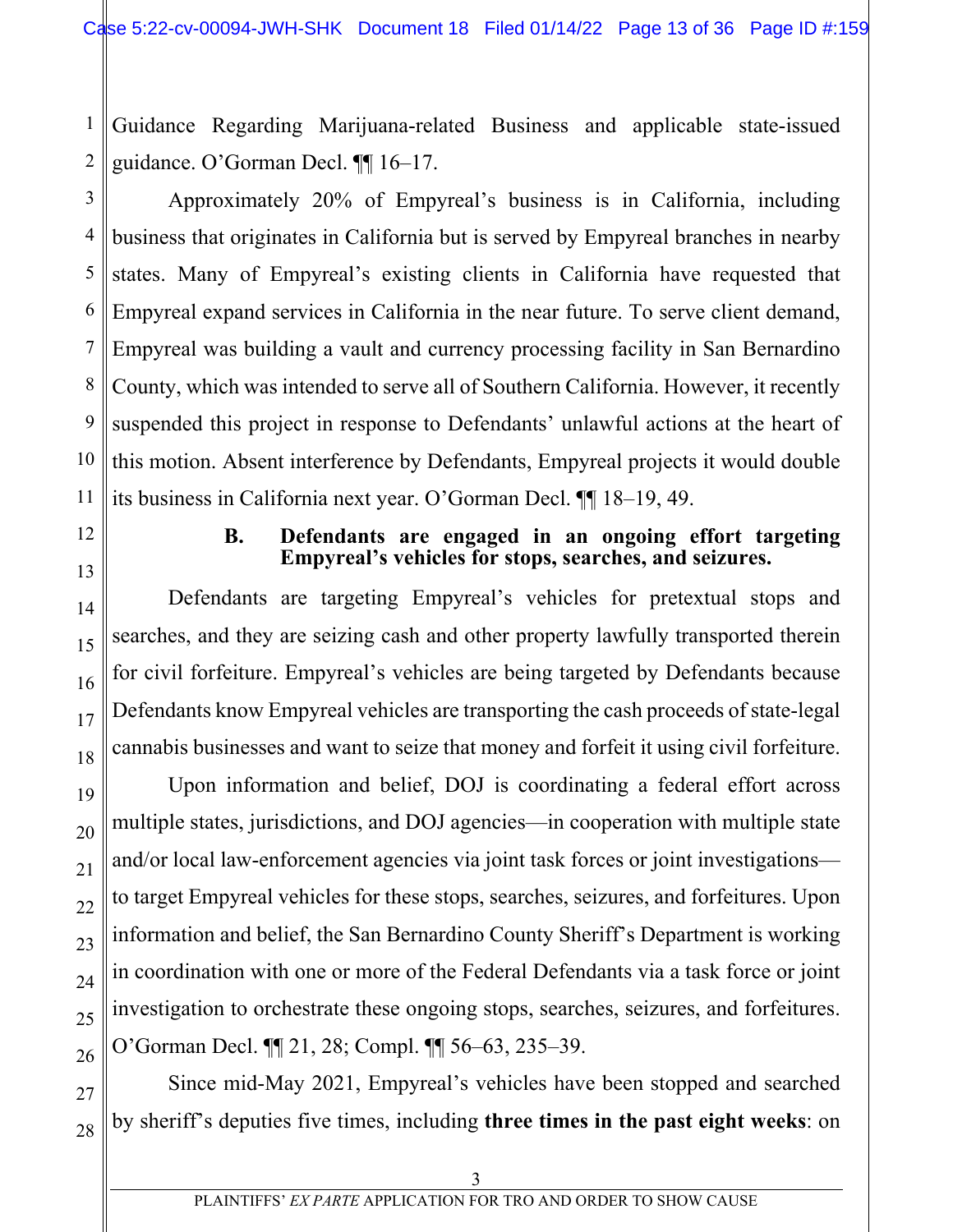Guidance Regarding Marijuana-related Business and applicable state-issued guidance. O'Gorman Decl. ¶¶ 16–17.

Approximately 20% of Empyreal's business is in California, including business that originates in California but is served by Empyreal branches in nearby states. Many of Empyreal's existing clients in California have requested that Empyreal expand services in California in the near future. To serve client demand, Empyreal was building a vault and currency processing facility in San Bernardino County, which was intended to serve all of Southern California. However, it recently suspended this project in response to Defendants' unlawful actions at the heart of this motion. Absent interference by Defendants, Empyreal projects it would double its business in California next year. O'Gorman Decl. ¶¶ 18–19, 49.

### B. Defendants are engaged in an ongoing effort targeting Empyreal's vehicles for stops, searches, and seizures.

Defendants are targeting Empyreal's vehicles for pretextual stops and searches, and they are seizing cash and other property lawfully transported therein for civil forfeiture. Empyreal's vehicles are being targeted by Defendants because Defendants know Empyreal vehicles are transporting the cash proceeds of state-legal cannabis businesses and want to seize that money and forfeit it using civil forfeiture.

Upon information and belief, DOJ is coordinating a federal effort across multiple states, jurisdictions, and DOJ agencies—in cooperation with multiple state and/or local law-enforcement agencies via joint task forces or joint investigations—to target Empyreal vehicles for these stops, searches, seizures, and forfeitures. Upon information and belief, the San Bernardino County Sheriff's Department is working in coordination with one or more of the Federal Defendants via a task force or joint investigation to orchestrate these ongoing stops, searches, seizures, and forfeitures. O'Gorman Decl. ¶¶ 21, 28; Compl. ¶¶ 56–63, 235–39.

Since mid-May 2021, Empyreal's vehicles have been stopped and searched by sheriff's deputies five times, including **three times in the past eight weeks**: on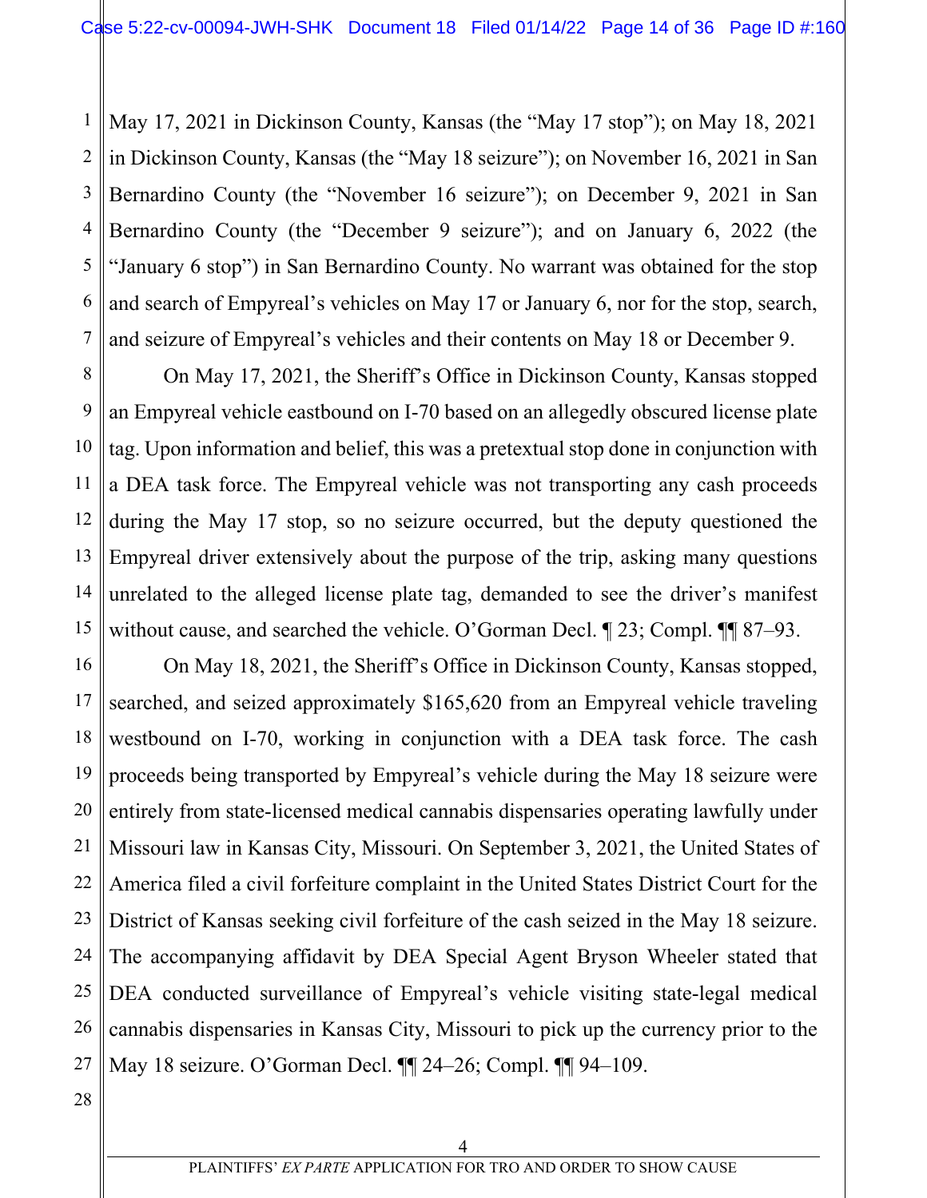May 17, 2021 in Dickinson County, Kansas (the "May 17 stop"); on May 18, 2021 in Dickinson County, Kansas (the "May 18 seizure"); on November 16, 2021 in San Bernardino County (the "November 16 seizure"); on December 9, 2021 in San Bernardino County (the "December 9 seizure"); and on January 6, 2022 (the "January 6 stop") in San Bernardino County. No warrant was obtained for the stop and search of Empyreal's vehicles on May 17 or January 6, nor for the stop, search, and seizure of Empyreal's vehicles and their contents on May 18 or December 9.

On May 17, 2021, the Sheriff's Office in Dickinson County, Kansas stopped an Empyreal vehicle eastbound on I-70 based on an allegedly obscured license plate tag. Upon information and belief, this was a pretextual stop done in conjunction with a DEA task force. The Empyreal vehicle was not transporting any cash proceeds during the May 17 stop, so no seizure occurred, but the deputy questioned the Empyreal driver extensively about the purpose of the trip, asking many questions unrelated to the alleged license plate tag, demanded to see the driver's manifest without cause, and searched the vehicle. O'Gorman Decl. ¶ 23; Compl. ¶¶ 87–93.

On May 18, 2021, the Sheriff's Office in Dickinson County, Kansas stopped, searched, and seized approximately $165,620 from an Empyreal vehicle traveling westbound on I-70, working in conjunction with a DEA task force. The cash proceeds being transported by Empyreal's vehicle during the May 18 seizure were entirely from state-licensed medical cannabis dispensaries operating lawfully under Missouri law in Kansas City, Missouri. On September 3, 2021, the United States of America filed a civil forfeiture complaint in the United States District Court for the District of Kansas seeking civil forfeiture of the cash seized in the May 18 seizure. The accompanying affidavit by DEA Special Agent Bryson Wheeler stated that DEA conducted surveillance of Empyreal's vehicle visiting state-legal medical cannabis dispensaries in Kansas City, Missouri to pick up the currency prior to the May 18 seizure. O'Gorman Decl. ¶¶ 24–26; Compl. ¶¶ 94–109.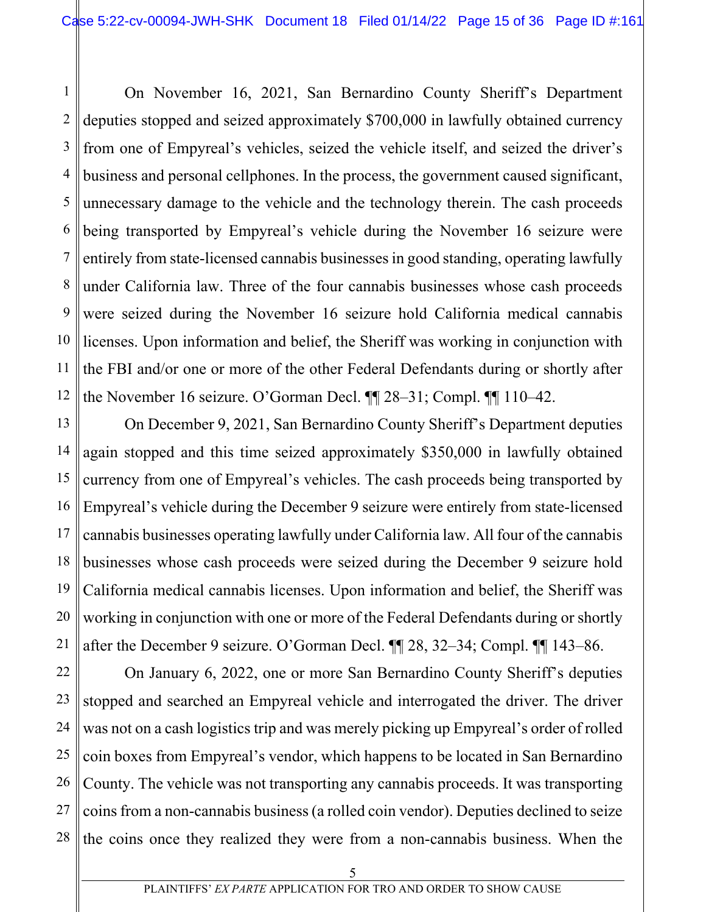On November 16, 2021, San Bernardino County Sheriff's Department deputies stopped and seized approximately $700,000 in lawfully obtained currency from one of Empyreal's vehicles, seized the vehicle itself, and seized the driver's business and personal cellphones. In the process, the government caused significant, unnecessary damage to the vehicle and the technology therein. The cash proceeds being transported by Empyreal's vehicle during the November 16 seizure were entirely from state-licensed cannabis businesses in good standing, operating lawfully under California law. Three of the four cannabis businesses whose cash proceeds were seized during the November 16 seizure hold California medical cannabis licenses. Upon information and belief, the Sheriff was working in conjunction with the FBI and/or one or more of the other Federal Defendants during or shortly after the November 16 seizure. O'Gorman Decl. ¶¶ 28–31; Compl. ¶¶ 110–42.

On December 9, 2021, San Bernardino County Sheriff's Department deputies again stopped and this time seized approximately $350,000 in lawfully obtained currency from one of Empyreal's vehicles. The cash proceeds being transported by Empyreal's vehicle during the December 9 seizure were entirely from state-licensed cannabis businesses operating lawfully under California law. All four of the cannabis businesses whose cash proceeds were seized during the December 9 seizure hold California medical cannabis licenses. Upon information and belief, the Sheriff was working in conjunction with one or more of the Federal Defendants during or shortly after the December 9 seizure. O'Gorman Decl. ¶¶ 28, 32–34; Compl. ¶¶ 143–86.

On January 6, 2022, one or more San Bernardino County Sheriff's deputies stopped and searched an Empyreal vehicle and interrogated the driver. The driver was not on a cash logistics trip and was merely picking up Empyreal's order of rolled coin boxes from Empyreal's vendor, which happens to be located in San Bernardino County. The vehicle was not transporting any cannabis proceeds. It was transporting coins from a non-cannabis business (a rolled coin vendor). Deputies declined to seize the coins once they realized they were from a non-cannabis business. When the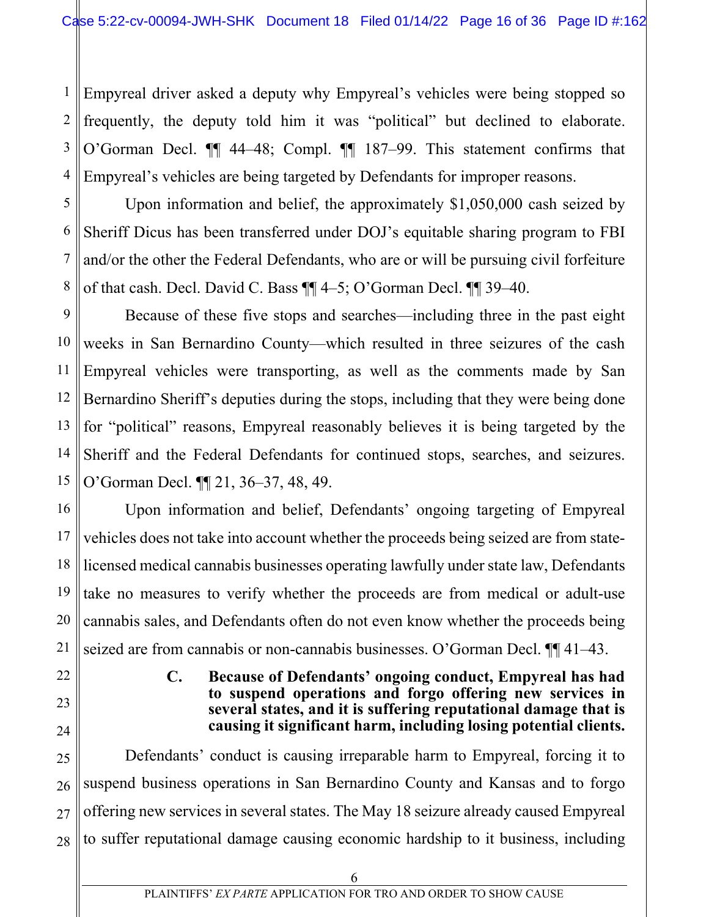Empyreal driver asked a deputy why Empyreal's vehicles were being stopped so frequently, the deputy told him it was "political" but declined to elaborate. O'Gorman Decl. ¶¶ 44–48; Compl. ¶¶ 187–99. This statement confirms that Empyreal's vehicles are being targeted by Defendants for improper reasons.

Upon information and belief, the approximately $1,050,000 cash seized by Sheriff Dicus has been transferred under DOJ's equitable sharing program to FBI and/or the other the Federal Defendants, who are or will be pursuing civil forfeiture of that cash. Decl. David C. Bass ¶¶ 4–5; O'Gorman Decl. ¶¶ 39–40.

Because of these five stops and searches—including three in the past eight weeks in San Bernardino County—which resulted in three seizures of the cash Empyreal vehicles were transporting, as well as the comments made by San Bernardino Sheriff's deputies during the stops, including that they were being done for "political" reasons, Empyreal reasonably believes it is being targeted by the Sheriff and the Federal Defendants for continued stops, searches, and seizures. O'Gorman Decl. ¶¶ 21, 36–37, 48, 49.

Upon information and belief, Defendants' ongoing targeting of Empyreal vehicles does not take into account whether the proceeds being seized are from state-licensed medical cannabis businesses operating lawfully under state law, Defendants take no measures to verify whether the proceeds are from medical or adult-use cannabis sales, and Defendants often do not even know whether the proceeds being seized are from cannabis or non-cannabis businesses. O'Gorman Decl. ¶¶ 41–43.

### C. Because of Defendants' ongoing conduct, Empyreal has had to suspend operations and forgo offering new services in several states, and it is suffering reputational damage that is causing it significant harm, including losing potential clients.

Defendants' conduct is causing irreparable harm to Empyreal, forcing it to suspend business operations in San Bernardino County and Kansas and to forgo offering new services in several states. The May 18 seizure already caused Empyreal to suffer reputational damage causing economic hardship to it business, including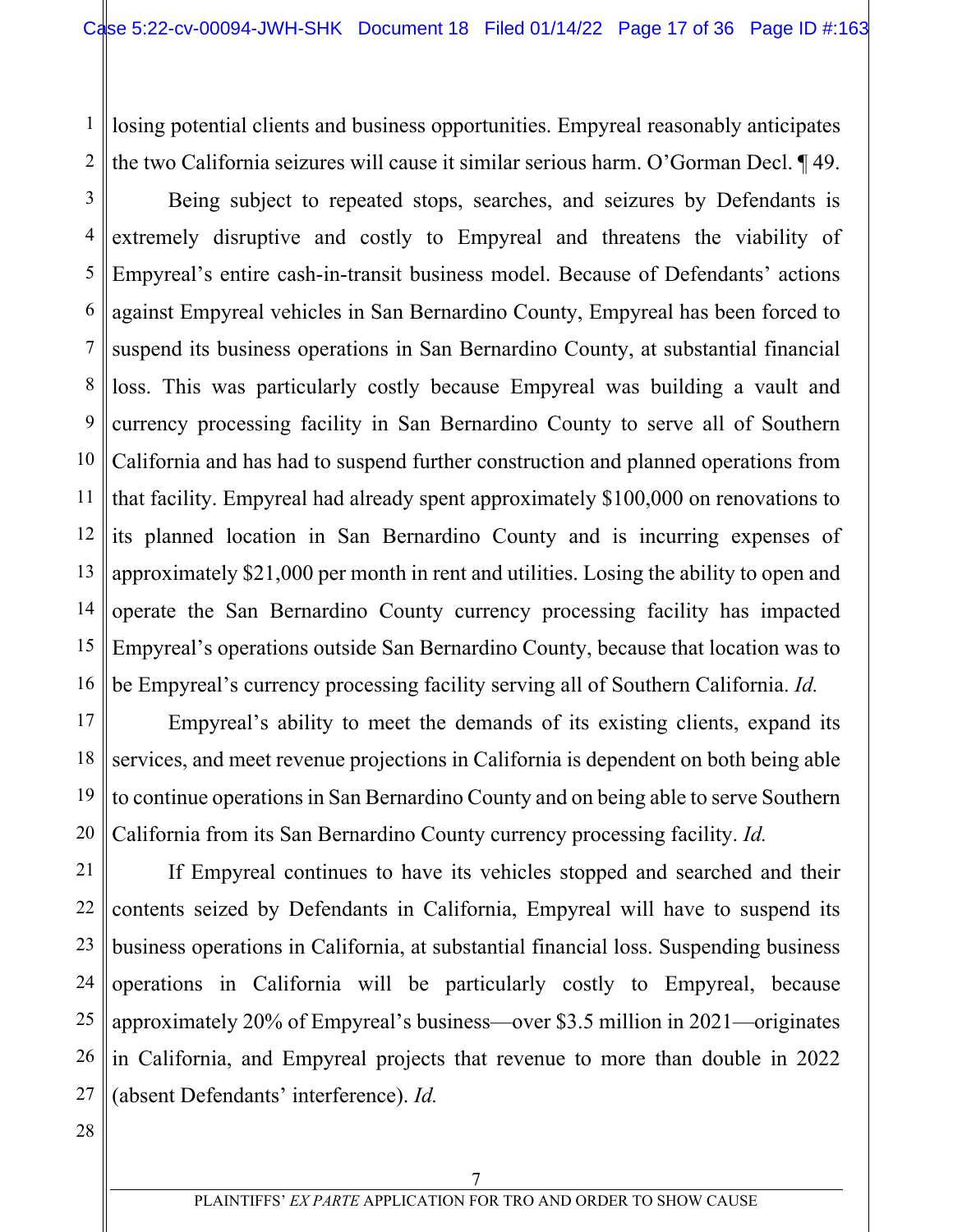losing potential clients and business opportunities. Empyreal reasonably anticipates the two California seizures will cause it similar serious harm. O'Gorman Decl. ¶ 49.

Being subject to repeated stops, searches, and seizures by Defendants is extremely disruptive and costly to Empyreal and threatens the viability of Empyreal's entire cash-in-transit business model. Because of Defendants' actions against Empyreal vehicles in San Bernardino County, Empyreal has been forced to suspend its business operations in San Bernardino County, at substantial financial loss. This was particularly costly because Empyreal was building a vault and currency processing facility in San Bernardino County to serve all of Southern California and has had to suspend further construction and planned operations from that facility. Empyreal had already spent approximately $100,000 on renovations to its planned location in San Bernardino County and is incurring expenses of approximately $21,000 per month in rent and utilities. Losing the ability to open and operate the San Bernardino County currency processing facility has impacted Empyreal's operations outside San Bernardino County, because that location was to be Empyreal's currency processing facility serving all of Southern California. *Id.*

Empyreal's ability to meet the demands of its existing clients, expand its services, and meet revenue projections in California is dependent on both being able to continue operations in San Bernardino County and on being able to serve Southern California from its San Bernardino County currency processing facility. *Id.*

If Empyreal continues to have its vehicles stopped and searched and their contents seized by Defendants in California, Empyreal will have to suspend its business operations in California, at substantial financial loss. Suspending business operations in California will be particularly costly to Empyreal, because approximately 20% of Empyreal's business—over $3.5 million in 2021—originates in California, and Empyreal projects that revenue to more than double in 2022 (absent Defendants' interference). *Id.*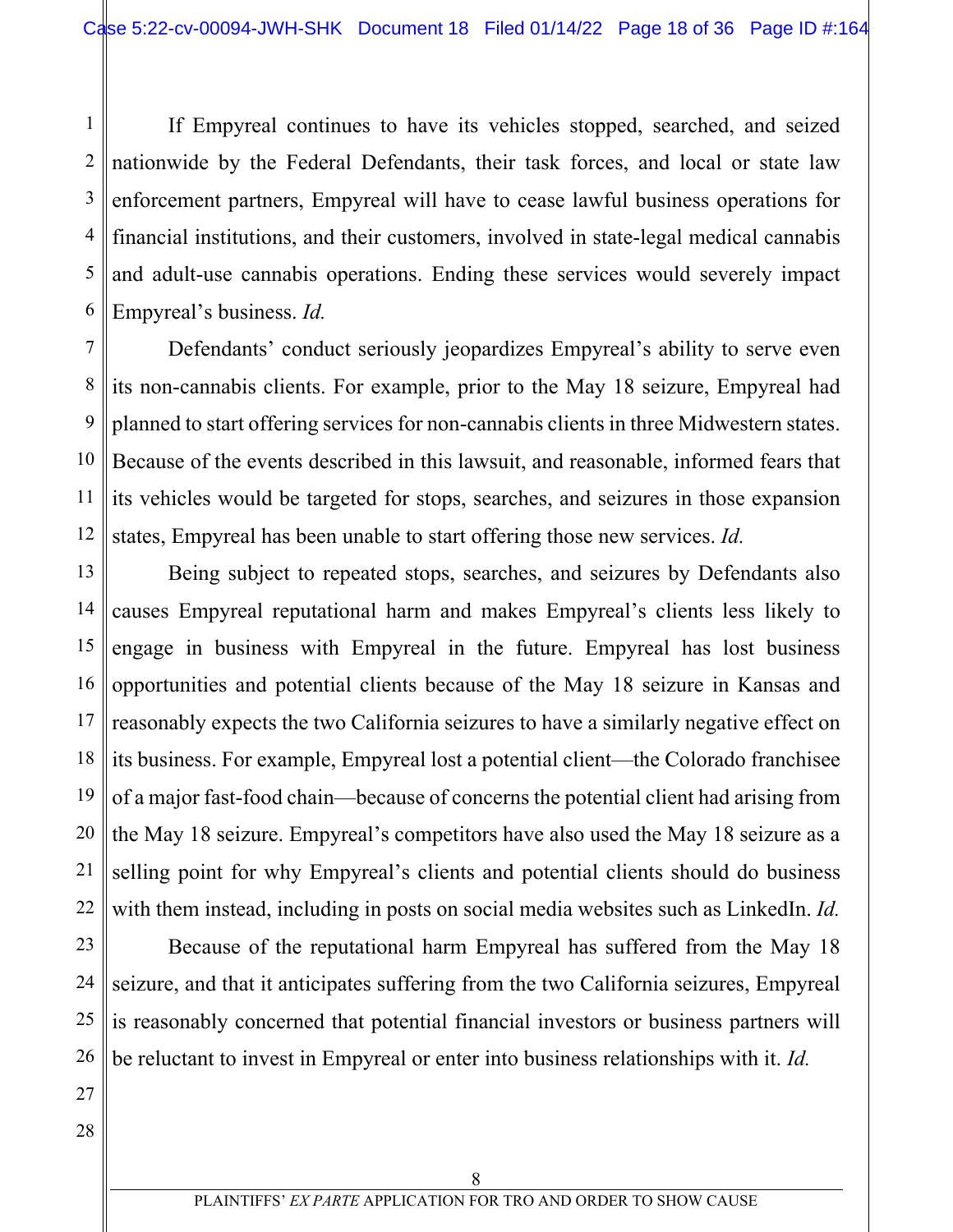If Empyreal continues to have its vehicles stopped, searched, and seized nationwide by the Federal Defendants, their task forces, and local or state law enforcement partners, Empyreal will have to cease lawful business operations for financial institutions, and their customers, involved in state-legal medical cannabis and adult-use cannabis operations. Ending these services would severely impact Empyreal's business. *Id.*

Defendants' conduct seriously jeopardizes Empyreal's ability to serve even its non-cannabis clients. For example, prior to the May 18 seizure, Empyreal had planned to start offering services for non-cannabis clients in three Midwestern states. Because of the events described in this lawsuit, and reasonable, informed fears that its vehicles would be targeted for stops, searches, and seizures in those expansion states, Empyreal has been unable to start offering those new services. *Id.*

Being subject to repeated stops, searches, and seizures by Defendants also causes Empyreal reputational harm and makes Empyreal's clients less likely to engage in business with Empyreal in the future. Empyreal has lost business opportunities and potential clients because of the May 18 seizure in Kansas and reasonably expects the two California seizures to have a similarly negative effect on its business. For example, Empyreal lost a potential client—the Colorado franchisee of a major fast-food chain—because of concerns the potential client had arising from the May 18 seizure. Empyreal's competitors have also used the May 18 seizure as a selling point for why Empyreal's clients and potential clients should do business with them instead, including in posts on social media websites such as LinkedIn. *Id.*

Because of the reputational harm Empyreal has suffered from the May 18 seizure, and that it anticipates suffering from the two California seizures, Empyreal is reasonably concerned that potential financial investors or business partners will be reluctant to invest in Empyreal or enter into business relationships with it. *Id.*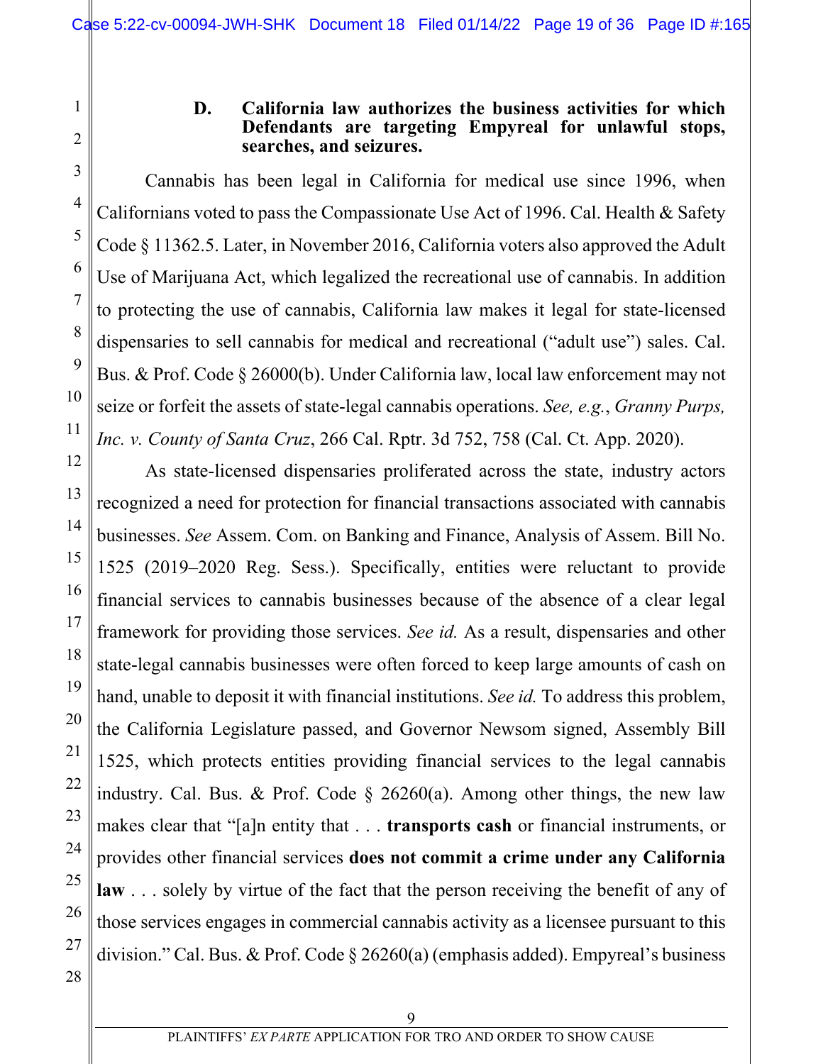### D. California law authorizes the business activities for which Defendants are targeting Empyreal for unlawful stops, searches, and seizures.

Cannabis has been legal in California for medical use since 1996, when Californians voted to pass the Compassionate Use Act of 1996. Cal. Health & Safety Code § 11362.5. Later, in November 2016, California voters also approved the Adult Use of Marijuana Act, which legalized the recreational use of cannabis. In addition to protecting the use of cannabis, California law makes it legal for state-licensed dispensaries to sell cannabis for medical and recreational ("adult use") sales. Cal. Bus. & Prof. Code § 26000(b). Under California law, local law enforcement may not seize or forfeit the assets of state-legal cannabis operations. *See, e.g.*, *Granny Purps, Inc. v. County of Santa Cruz*, 266 Cal. Rptr. 3d 752, 758 (Cal. Ct. App. 2020).

As state-licensed dispensaries proliferated across the state, industry actors recognized a need for protection for financial transactions associated with cannabis businesses. *See* Assem. Com. on Banking and Finance, Analysis of Assem. Bill No. 1525 (2019–2020 Reg. Sess.). Specifically, entities were reluctant to provide financial services to cannabis businesses because of the absence of a clear legal framework for providing those services. *See id.* As a result, dispensaries and other state-legal cannabis businesses were often forced to keep large amounts of cash on hand, unable to deposit it with financial institutions. *See id.* To address this problem, the California Legislature passed, and Governor Newsom signed, Assembly Bill 1525, which protects entities providing financial services to the legal cannabis industry. Cal. Bus. & Prof. Code § 26260(a). Among other things, the new law makes clear that "[a]n entity that . . . **transports cash** or financial instruments, or provides other financial services **does not commit a crime under any California law** . . . solely by virtue of the fact that the person receiving the benefit of any of those services engages in commercial cannabis activity as a licensee pursuant to this division." Cal. Bus. & Prof. Code § 26260(a) (emphasis added). Empyreal's business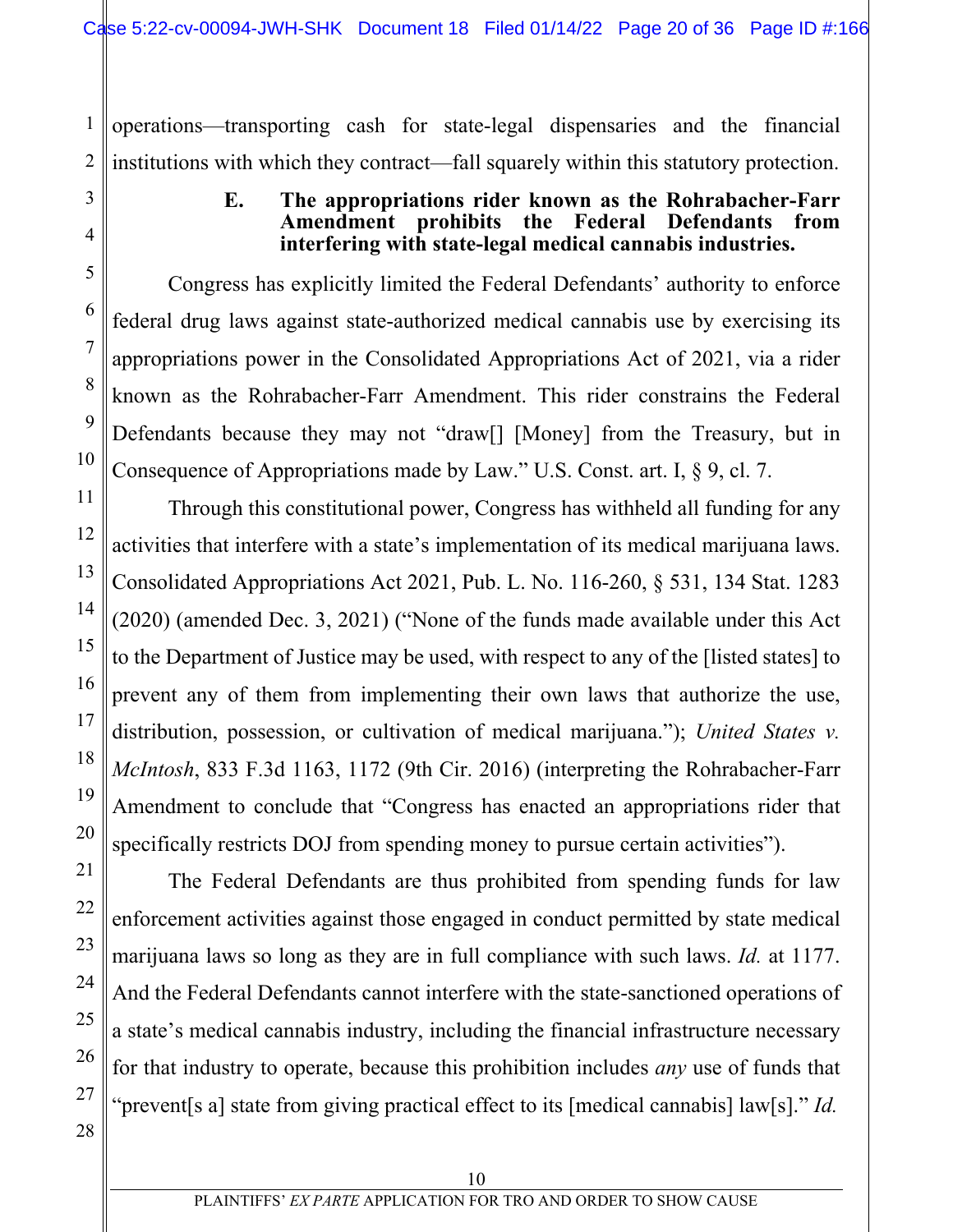operations—transporting cash for state-legal dispensaries and the financial institutions with which they contract—fall squarely within this statutory protection.

### E. The appropriations rider known as the Rohrabacher-Farr Amendment prohibits the Federal Defendants from interfering with state-legal medical cannabis industries.

Congress has explicitly limited the Federal Defendants' authority to enforce federal drug laws against state-authorized medical cannabis use by exercising its appropriations power in the Consolidated Appropriations Act of 2021, via a rider known as the Rohrabacher-Farr Amendment. This rider constrains the Federal Defendants because they may not "draw[] [Money] from the Treasury, but in Consequence of Appropriations made by Law." U.S. Const. art. I, § 9, cl. 7.

Through this constitutional power, Congress has withheld all funding for any activities that interfere with a state's implementation of its medical marijuana laws. Consolidated Appropriations Act 2021, Pub. L. No. 116-260, § 531, 134 Stat. 1283 (2020) (amended Dec. 3, 2021) ("None of the funds made available under this Act to the Department of Justice may be used, with respect to any of the [listed states] to prevent any of them from implementing their own laws that authorize the use, distribution, possession, or cultivation of medical marijuana."); *United States v. McIntosh*, 833 F.3d 1163, 1172 (9th Cir. 2016) (interpreting the Rohrabacher-Farr Amendment to conclude that "Congress has enacted an appropriations rider that specifically restricts DOJ from spending money to pursue certain activities").

The Federal Defendants are thus prohibited from spending funds for law enforcement activities against those engaged in conduct permitted by state medical marijuana laws so long as they are in full compliance with such laws. *Id.* at 1177. And the Federal Defendants cannot interfere with the state-sanctioned operations of a state's medical cannabis industry, including the financial infrastructure necessary for that industry to operate, because this prohibition includes *any* use of funds that "prevent[s a] state from giving practical effect to its [medical cannabis] law[s]." *Id.*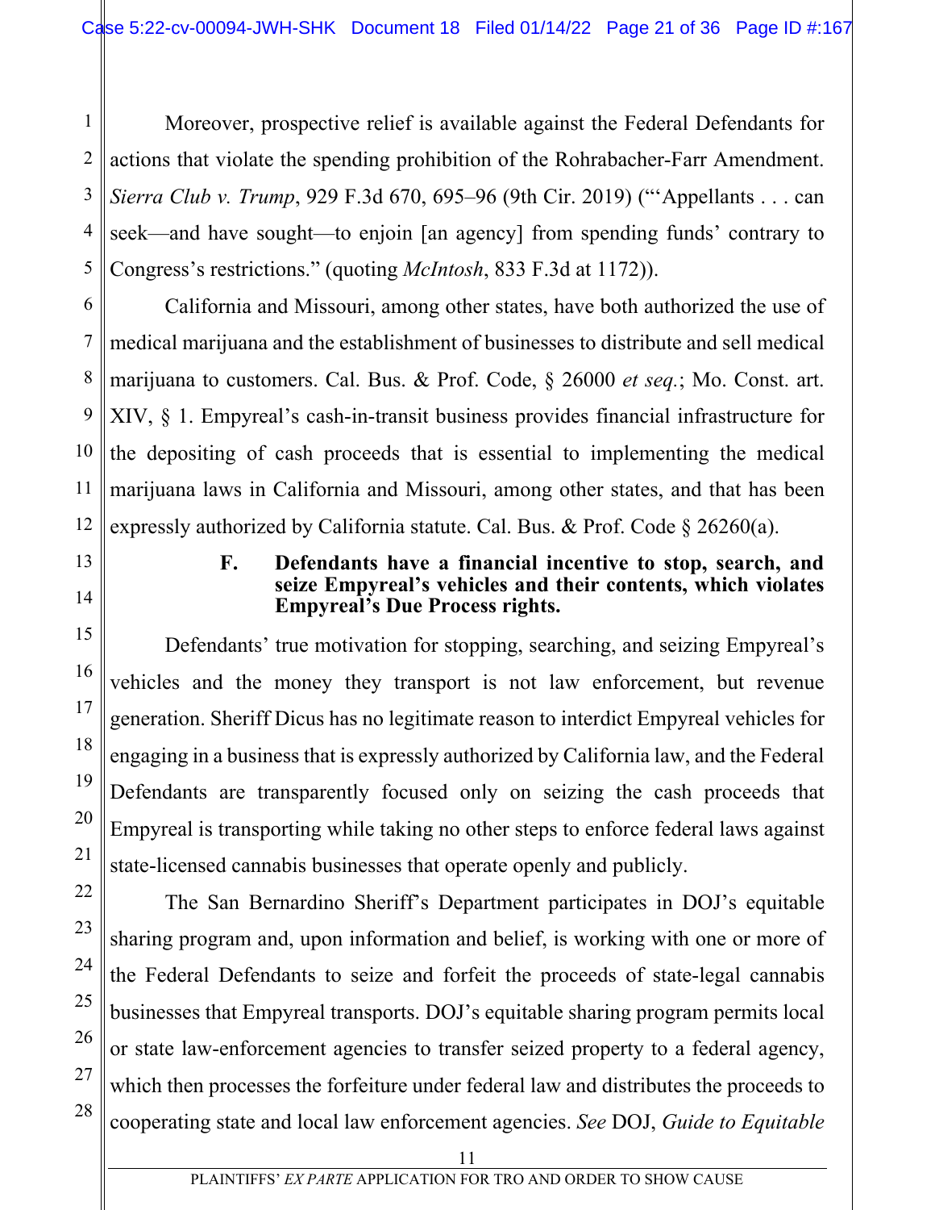Moreover, prospective relief is available against the Federal Defendants for actions that violate the spending prohibition of the Rohrabacher-Farr Amendment. *Sierra Club v. Trump*, 929 F.3d 670, 695–96 (9th Cir. 2019) ("'Appellants . . . can seek—and have sought—to enjoin [an agency] from spending funds' contrary to Congress's restrictions." (quoting *McIntosh*, 833 F.3d at 1172)).

California and Missouri, among other states, have both authorized the use of medical marijuana and the establishment of businesses to distribute and sell medical marijuana to customers. Cal. Bus. & Prof. Code, § 26000 *et seq.*; Mo. Const. art. XIV, § 1. Empyreal's cash-in-transit business provides financial infrastructure for the depositing of cash proceeds that is essential to implementing the medical marijuana laws in California and Missouri, among other states, and that has been expressly authorized by California statute. Cal. Bus. & Prof. Code § 26260(a).

### F. Defendants have a financial incentive to stop, search, and seize Empyreal's vehicles and their contents, which violates Empyreal's Due Process rights.

Defendants' true motivation for stopping, searching, and seizing Empyreal's vehicles and the money they transport is not law enforcement, but revenue generation. Sheriff Dicus has no legitimate reason to interdict Empyreal vehicles for engaging in a business that is expressly authorized by California law, and the Federal Defendants are transparently focused only on seizing the cash proceeds that Empyreal is transporting while taking no other steps to enforce federal laws against state-licensed cannabis businesses that operate openly and publicly.

The San Bernardino Sheriff's Department participates in DOJ's equitable sharing program and, upon information and belief, is working with one or more of the Federal Defendants to seize and forfeit the proceeds of state-legal cannabis businesses that Empyreal transports. DOJ's equitable sharing program permits local or state law-enforcement agencies to transfer seized property to a federal agency, which then processes the forfeiture under federal law and distributes the proceeds to cooperating state and local law enforcement agencies. *See* DOJ, *Guide to Equitable*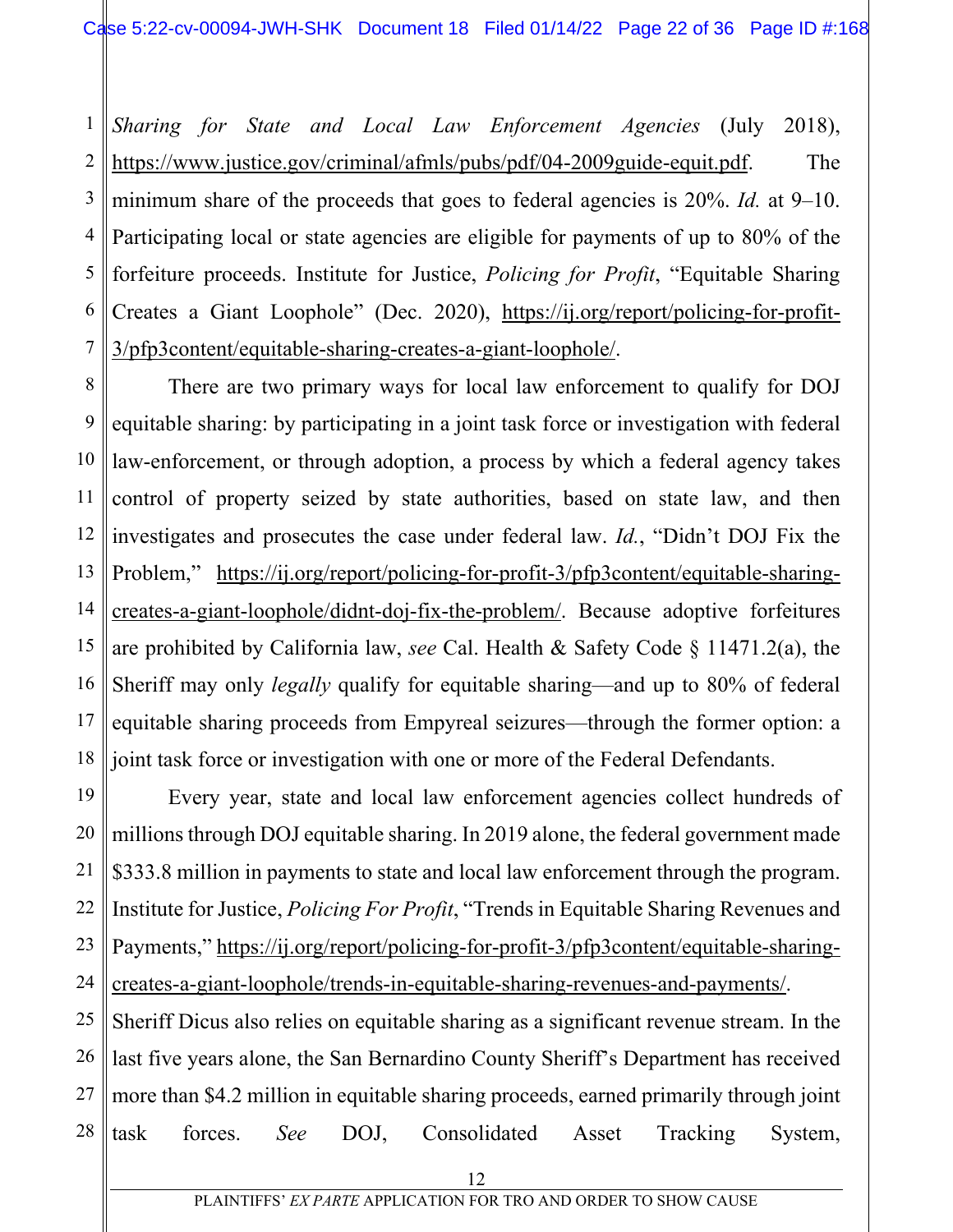*Sharing for State and Local Law Enforcement Agencies* (July 2018), https://www.justice.gov/criminal/afmls/pubs/pdf/04-2009guide-equit.pdf. The minimum share of the proceeds that goes to federal agencies is 20%. *Id.* at 9–10. Participating local or state agencies are eligible for payments of up to 80% of the forfeiture proceeds. Institute for Justice, *Policing for Profit*, "Equitable Sharing Creates a Giant Loophole" (Dec. 2020), https://ij.org/report/policing-for-profit-3/pfp3content/equitable-sharing-creates-a-giant-loophole/.

There are two primary ways for local law enforcement to qualify for DOJ equitable sharing: by participating in a joint task force or investigation with federal law-enforcement, or through adoption, a process by which a federal agency takes control of property seized by state authorities, based on state law, and then investigates and prosecutes the case under federal law. *Id.*, "Didn't DOJ Fix the Problem," https://ij.org/report/policing-for-profit-3/pfp3content/equitable-sharing-creates-a-giant-loophole/didnt-doj-fix-the-problem/. Because adoptive forfeitures are prohibited by California law, *see* Cal. Health & Safety Code § 11471.2(a), the Sheriff may only *legally* qualify for equitable sharing—and up to 80% of federal equitable sharing proceeds from Empyreal seizures—through the former option: a joint task force or investigation with one or more of the Federal Defendants.

Every year, state and local law enforcement agencies collect hundreds of millions through DOJ equitable sharing. In 2019 alone, the federal government made $333.8 million in payments to state and local law enforcement through the program. Institute for Justice, *Policing For Profit*, "Trends in Equitable Sharing Revenues and Payments," https://ij.org/report/policing-for-profit-3/pfp3content/equitable-sharing-creates-a-giant-loophole/trends-in-equitable-sharing-revenues-and-payments/. Sheriff Dicus also relies on equitable sharing as a significant revenue stream. In the last five years alone, the San Bernardino County Sheriff's Department has received more than $4.2 million in equitable sharing proceeds, earned primarily through joint task forces. *See* DOJ, Consolidated Asset Tracking System,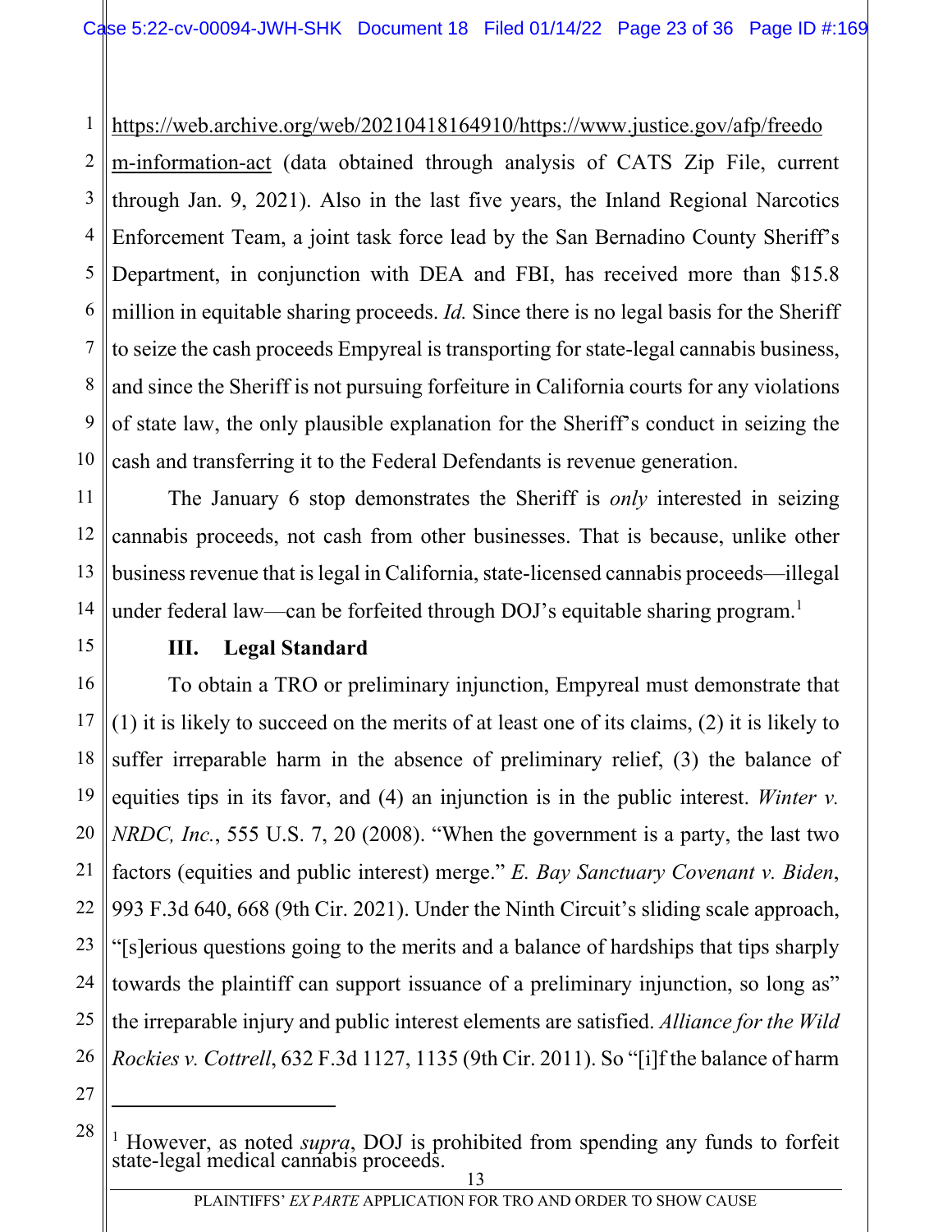https://web.archive.org/web/20210418164910/https://www.justice.gov/afp/freedom-information-act (data obtained through analysis of CATS Zip File, current through Jan. 9, 2021). Also in the last five years, the Inland Regional Narcotics Enforcement Team, a joint task force lead by the San Bernadino County Sheriff's Department, in conjunction with DEA and FBI, has received more than $15.8 million in equitable sharing proceeds. *Id.* Since there is no legal basis for the Sheriff to seize the cash proceeds Empyreal is transporting for state-legal cannabis business, and since the Sheriff is not pursuing forfeiture in California courts for any violations of state law, the only plausible explanation for the Sheriff's conduct in seizing the cash and transferring it to the Federal Defendants is revenue generation.

The January 6 stop demonstrates the Sheriff is *only* interested in seizing cannabis proceeds, not cash from other businesses. That is because, unlike other business revenue that is legal in California, state-licensed cannabis proceeds—illegal under federal law—can be forfeited through DOJ's equitable sharing program.[1]

## III. Legal Standard

To obtain a TRO or preliminary injunction, Empyreal must demonstrate that (1) it is likely to succeed on the merits of at least one of its claims, (2) it is likely to suffer irreparable harm in the absence of preliminary relief, (3) the balance of equities tips in its favor, and (4) an injunction is in the public interest. *Winter v. NRDC, Inc.*, 555 U.S. 7, 20 (2008). "When the government is a party, the last two factors (equities and public interest) merge." *E. Bay Sanctuary Covenant v. Biden*, 993 F.3d 640, 668 (9th Cir. 2021). Under the Ninth Circuit's sliding scale approach, "[s]erious questions going to the merits and a balance of hardships that tips sharply towards the plaintiff can support issuance of a preliminary injunction, so long as" the irreparable injury and public interest elements are satisfied. *Alliance for the Wild Rockies v. Cottrell*, 632 F.3d 1127, 1135 (9th Cir. 2011). So "[i]f the balance of harm

---

[1] However, as noted *supra*, DOJ is prohibited from spending any funds to forfeit state-legal medical cannabis proceeds.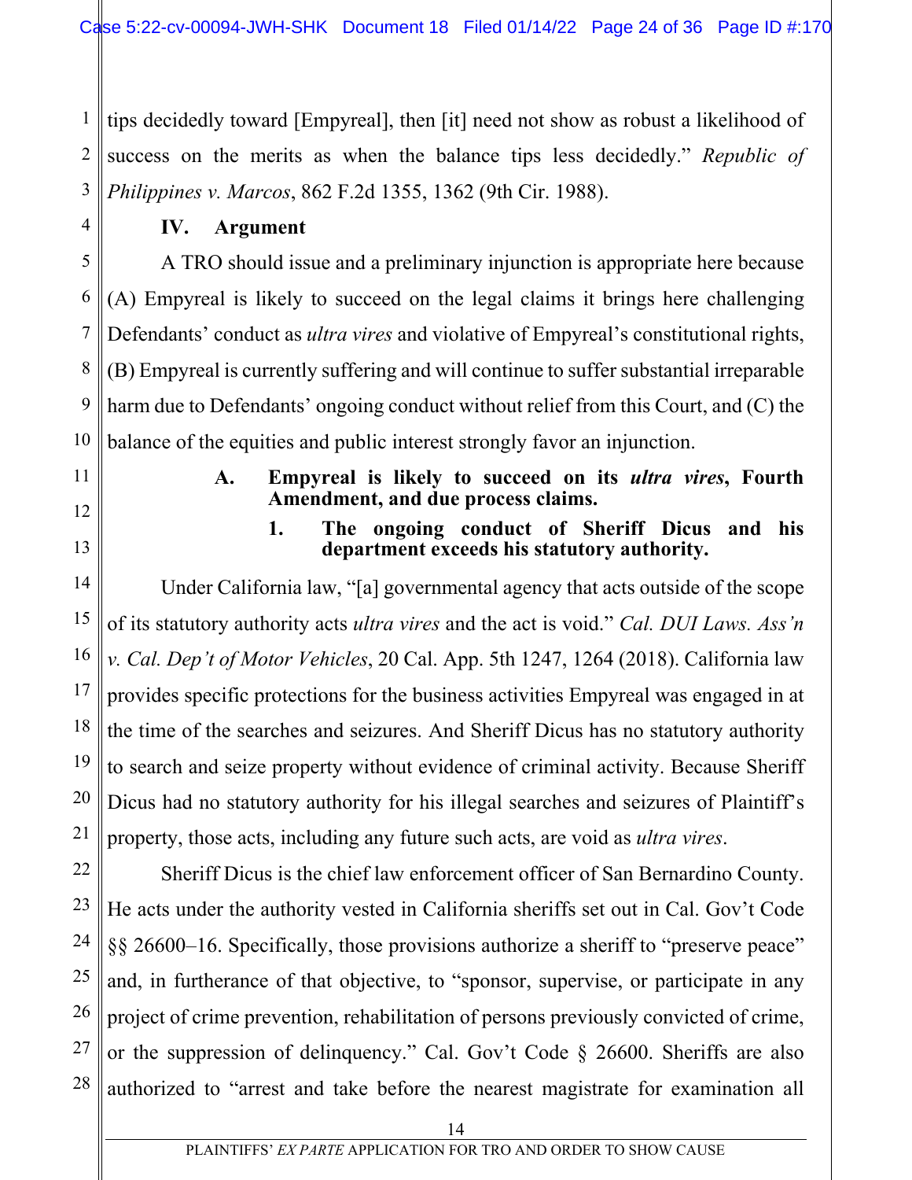tips decidedly toward [Empyreal], then [it] need not show as robust a likelihood of success on the merits as when the balance tips less decidedly." *Republic of Philippines v. Marcos*, 862 F.2d 1355, 1362 (9th Cir. 1988).

## IV. Argument

A TRO should issue and a preliminary injunction is appropriate here because (A) Empyreal is likely to succeed on the legal claims it brings here challenging Defendants' conduct as *ultra vires* and violative of Empyreal's constitutional rights, (B) Empyreal is currently suffering and will continue to suffer substantial irreparable harm due to Defendants' ongoing conduct without relief from this Court, and (C) the balance of the equities and public interest strongly favor an injunction.

### A. Empyreal is likely to succeed on its *ultra vires*, Fourth Amendment, and due process claims.

#### 1. The ongoing conduct of Sheriff Dicus and his department exceeds his statutory authority.

Under California law, "[a] governmental agency that acts outside of the scope of its statutory authority acts *ultra vires* and the act is void." *Cal. DUI Laws. Ass'n v. Cal. Dep't of Motor Vehicles*, 20 Cal. App. 5th 1247, 1264 (2018). California law provides specific protections for the business activities Empyreal was engaged in at the time of the searches and seizures. And Sheriff Dicus has no statutory authority to search and seize property without evidence of criminal activity. Because Sheriff Dicus had no statutory authority for his illegal searches and seizures of Plaintiff's property, those acts, including any future such acts, are void as *ultra vires*.

Sheriff Dicus is the chief law enforcement officer of San Bernardino County. He acts under the authority vested in California sheriffs set out in Cal. Gov't Code §§ 26600–16. Specifically, those provisions authorize a sheriff to "preserve peace" and, in furtherance of that objective, to "sponsor, supervise, or participate in any project of crime prevention, rehabilitation of persons previously convicted of crime, or the suppression of delinquency." Cal. Gov't Code § 26600. Sheriffs are also authorized to "arrest and take before the nearest magistrate for examination all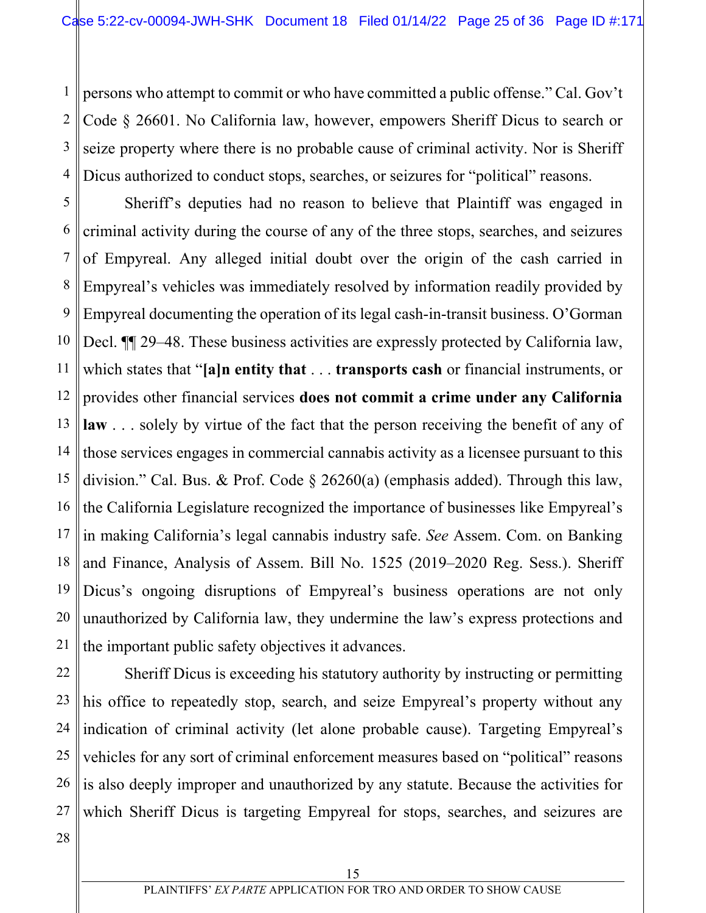persons who attempt to commit or who have committed a public offense." Cal. Gov't Code § 26601. No California law, however, empowers Sheriff Dicus to search or seize property where there is no probable cause of criminal activity. Nor is Sheriff Dicus authorized to conduct stops, searches, or seizures for "political" reasons.

Sheriff's deputies had no reason to believe that Plaintiff was engaged in criminal activity during the course of any of the three stops, searches, and seizures of Empyreal. Any alleged initial doubt over the origin of the cash carried in Empyreal's vehicles was immediately resolved by information readily provided by Empyreal documenting the operation of its legal cash-in-transit business. O'Gorman Decl. ¶¶ 29–48. These business activities are expressly protected by California law, which states that "**[a]n entity that** . . . **transports cash** or financial instruments, or provides other financial services **does not commit a crime under any California law** . . . solely by virtue of the fact that the person receiving the benefit of any of those services engages in commercial cannabis activity as a licensee pursuant to this division." Cal. Bus. & Prof. Code § 26260(a) (emphasis added). Through this law, the California Legislature recognized the importance of businesses like Empyreal's in making California's legal cannabis industry safe. *See* Assem. Com. on Banking and Finance, Analysis of Assem. Bill No. 1525 (2019–2020 Reg. Sess.). Sheriff Dicus's ongoing disruptions of Empyreal's business operations are not only unauthorized by California law, they undermine the law's express protections and the important public safety objectives it advances.

Sheriff Dicus is exceeding his statutory authority by instructing or permitting his office to repeatedly stop, search, and seize Empyreal's property without any indication of criminal activity (let alone probable cause). Targeting Empyreal's vehicles for any sort of criminal enforcement measures based on "political" reasons is also deeply improper and unauthorized by any statute. Because the activities for which Sheriff Dicus is targeting Empyreal for stops, searches, and seizures are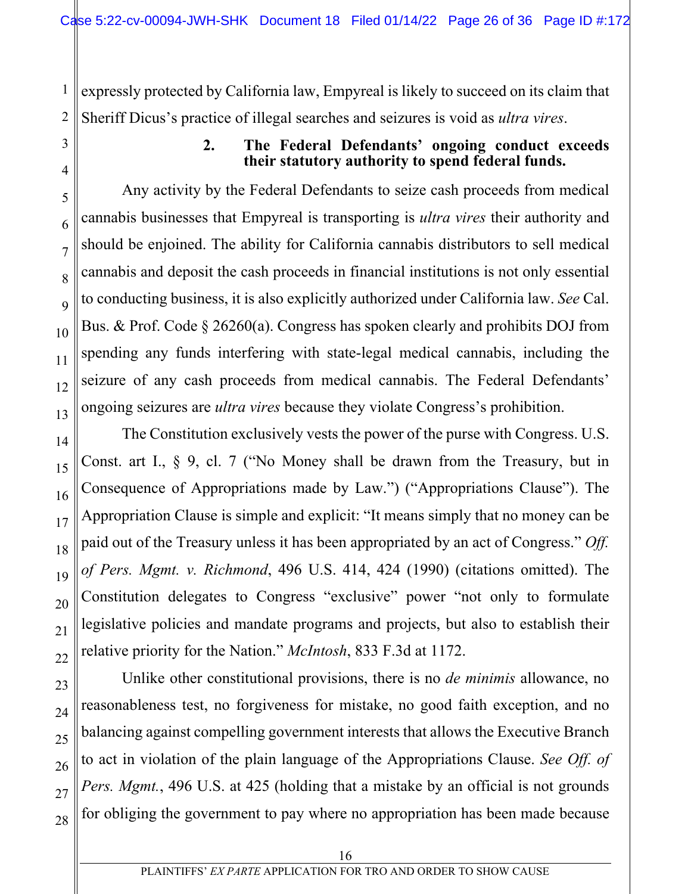expressly protected by California law, Empyreal is likely to succeed on its claim that Sheriff Dicus's practice of illegal searches and seizures is void as *ultra vires*.

### 2. The Federal Defendants' ongoing conduct exceeds their statutory authority to spend federal funds.

Any activity by the Federal Defendants to seize cash proceeds from medical cannabis businesses that Empyreal is transporting is *ultra vires* their authority and should be enjoined. The ability for California cannabis distributors to sell medical cannabis and deposit the cash proceeds in financial institutions is not only essential to conducting business, it is also explicitly authorized under California law. *See* Cal. Bus. & Prof. Code § 26260(a). Congress has spoken clearly and prohibits DOJ from spending any funds interfering with state-legal medical cannabis, including the seizure of any cash proceeds from medical cannabis. The Federal Defendants' ongoing seizures are *ultra vires* because they violate Congress's prohibition.

The Constitution exclusively vests the power of the purse with Congress. U.S. Const. art I., § 9, cl. 7 ("No Money shall be drawn from the Treasury, but in Consequence of Appropriations made by Law.") ("Appropriations Clause"). The Appropriation Clause is simple and explicit: "It means simply that no money can be paid out of the Treasury unless it has been appropriated by an act of Congress." *Off. of Pers. Mgmt. v. Richmond*, 496 U.S. 414, 424 (1990) (citations omitted). The Constitution delegates to Congress "exclusive" power "not only to formulate legislative policies and mandate programs and projects, but also to establish their relative priority for the Nation." *McIntosh*, 833 F.3d at 1172.

Unlike other constitutional provisions, there is no *de minimis* allowance, no reasonableness test, no forgiveness for mistake, no good faith exception, and no balancing against compelling government interests that allows the Executive Branch to act in violation of the plain language of the Appropriations Clause. *See Off. of Pers. Mgmt.*, 496 U.S. at 425 (holding that a mistake by an official is not grounds for obliging the government to pay where no appropriation has been made because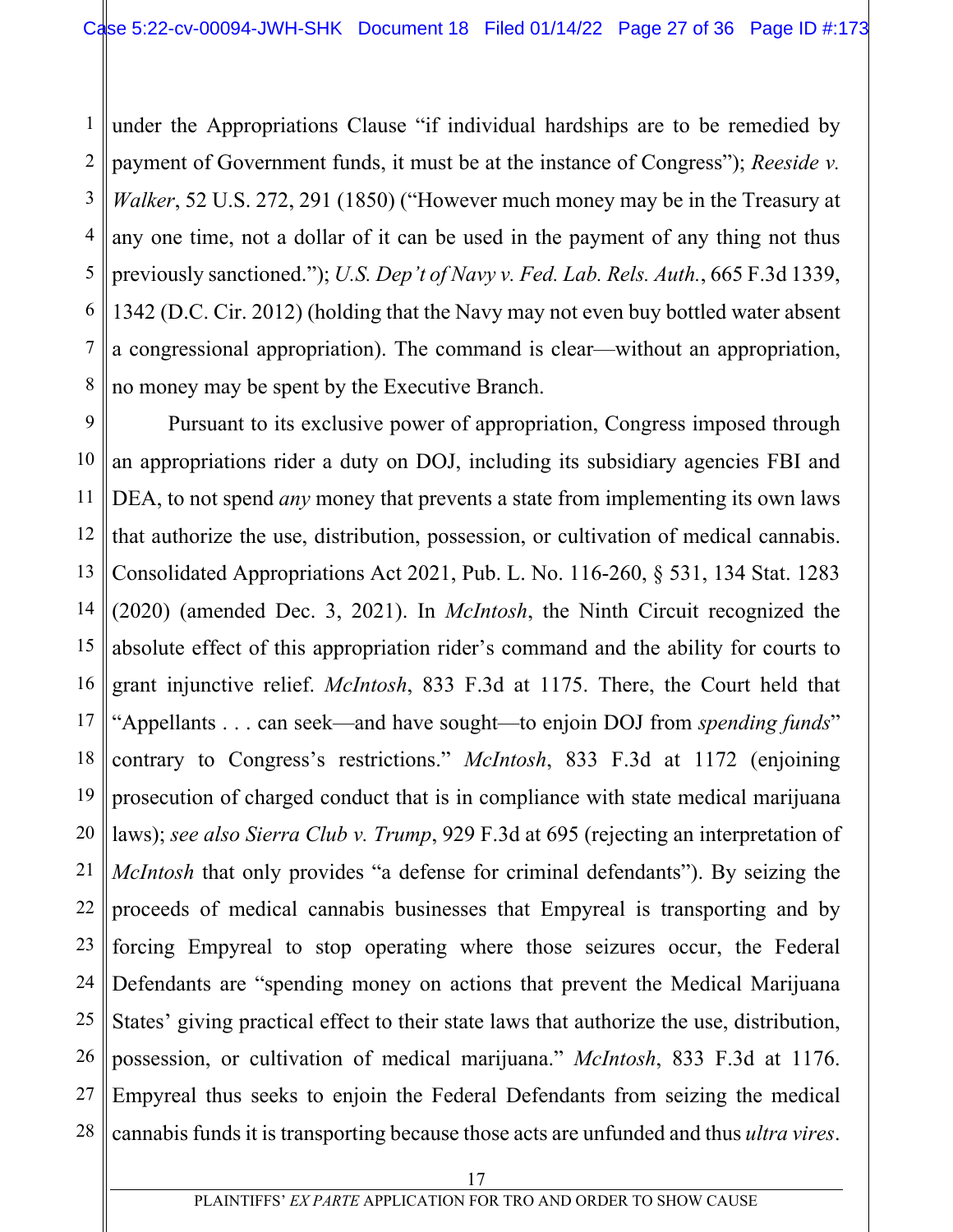under the Appropriations Clause "if individual hardships are to be remedied by payment of Government funds, it must be at the instance of Congress"); *Reeside v. Walker*, 52 U.S. 272, 291 (1850) ("However much money may be in the Treasury at any one time, not a dollar of it can be used in the payment of any thing not thus previously sanctioned."); *U.S. Dep't of Navy v. Fed. Lab. Rels. Auth.*, 665 F.3d 1339, 1342 (D.C. Cir. 2012) (holding that the Navy may not even buy bottled water absent a congressional appropriation). The command is clear—without an appropriation, no money may be spent by the Executive Branch.

Pursuant to its exclusive power of appropriation, Congress imposed through an appropriations rider a duty on DOJ, including its subsidiary agencies FBI and DEA, to not spend *any* money that prevents a state from implementing its own laws that authorize the use, distribution, possession, or cultivation of medical cannabis. Consolidated Appropriations Act 2021, Pub. L. No. 116-260, § 531, 134 Stat. 1283 (2020) (amended Dec. 3, 2021). In *McIntosh*, the Ninth Circuit recognized the absolute effect of this appropriation rider's command and the ability for courts to grant injunctive relief. *McIntosh*, 833 F.3d at 1175. There, the Court held that "Appellants . . . can seek—and have sought—to enjoin DOJ from *spending funds*" contrary to Congress's restrictions." *McIntosh*, 833 F.3d at 1172 (enjoining prosecution of charged conduct that is in compliance with state medical marijuana laws); *see also Sierra Club v. Trump*, 929 F.3d at 695 (rejecting an interpretation of *McIntosh* that only provides "a defense for criminal defendants"). By seizing the proceeds of medical cannabis businesses that Empyreal is transporting and by forcing Empyreal to stop operating where those seizures occur, the Federal Defendants are "spending money on actions that prevent the Medical Marijuana States' giving practical effect to their state laws that authorize the use, distribution, possession, or cultivation of medical marijuana." *McIntosh*, 833 F.3d at 1176. Empyreal thus seeks to enjoin the Federal Defendants from seizing the medical cannabis funds it is transporting because those acts are unfunded and thus *ultra vires*.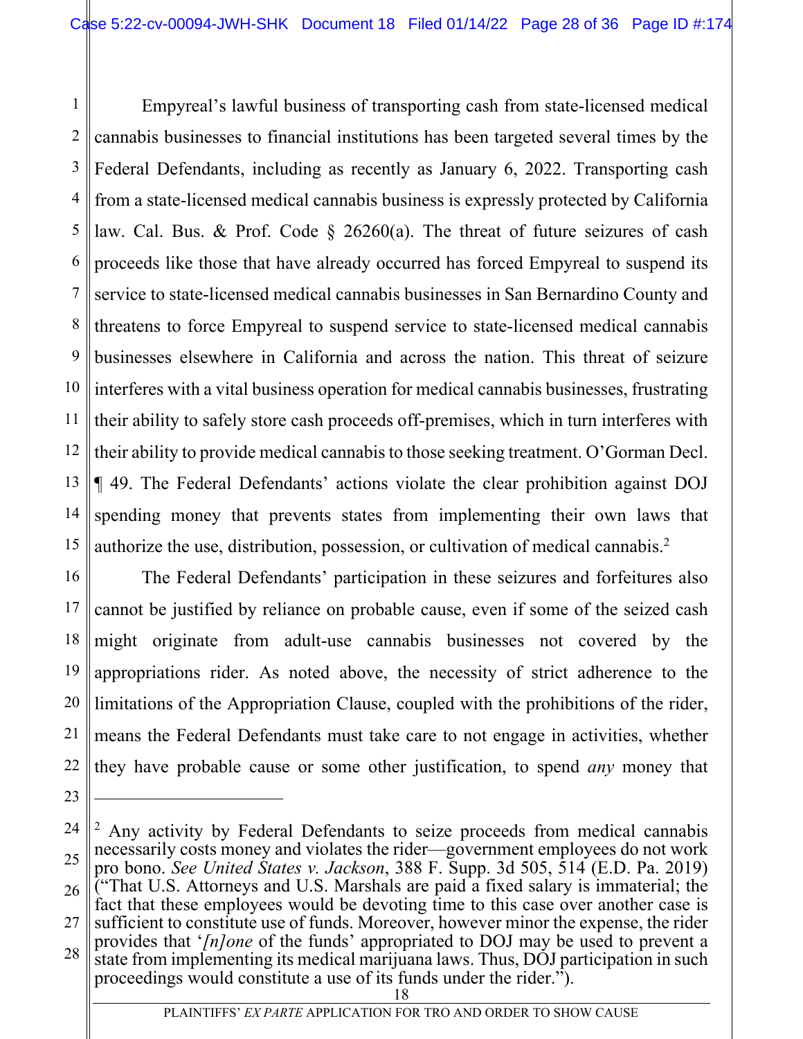Empyreal's lawful business of transporting cash from state-licensed medical cannabis businesses to financial institutions has been targeted several times by the Federal Defendants, including as recently as January 6, 2022. Transporting cash from a state-licensed medical cannabis business is expressly protected by California law. Cal. Bus. & Prof. Code § 26260(a). The threat of future seizures of cash proceeds like those that have already occurred has forced Empyreal to suspend its service to state-licensed medical cannabis businesses in San Bernardino County and threatens to force Empyreal to suspend service to state-licensed medical cannabis businesses elsewhere in California and across the nation. This threat of seizure interferes with a vital business operation for medical cannabis businesses, frustrating their ability to safely store cash proceeds off-premises, which in turn interferes with their ability to provide medical cannabis to those seeking treatment. O'Gorman Decl. ¶ 49. The Federal Defendants' actions violate the clear prohibition against DOJ spending money that prevents states from implementing their own laws that authorize the use, distribution, possession, or cultivation of medical cannabis.[2]

The Federal Defendants' participation in these seizures and forfeitures also cannot be justified by reliance on probable cause, even if some of the seized cash might originate from adult-use cannabis businesses not covered by the appropriations rider. As noted above, the necessity of strict adherence to the limitations of the Appropriation Clause, coupled with the prohibitions of the rider, means the Federal Defendants must take care to not engage in activities, whether they have probable cause or some other justification, to spend *any* money that

---

[2] Any activity by Federal Defendants to seize proceeds from medical cannabis necessarily costs money and violates the rider—government employees do not work pro bono. *See United States v. Jackson*, 388 F. Supp. 3d 505, 514 (E.D. Pa. 2019) ("That U.S. Attorneys and U.S. Marshals are paid a fixed salary is immaterial; the fact that these employees would be devoting time to this case over another case is sufficient to constitute use of funds. Moreover, however minor the expense, the rider provides that '*[n]one* of the funds' appropriated to DOJ may be used to prevent a state from implementing its medical marijuana laws. Thus, DOJ participation in such proceedings would constitute a use of its funds under the rider.").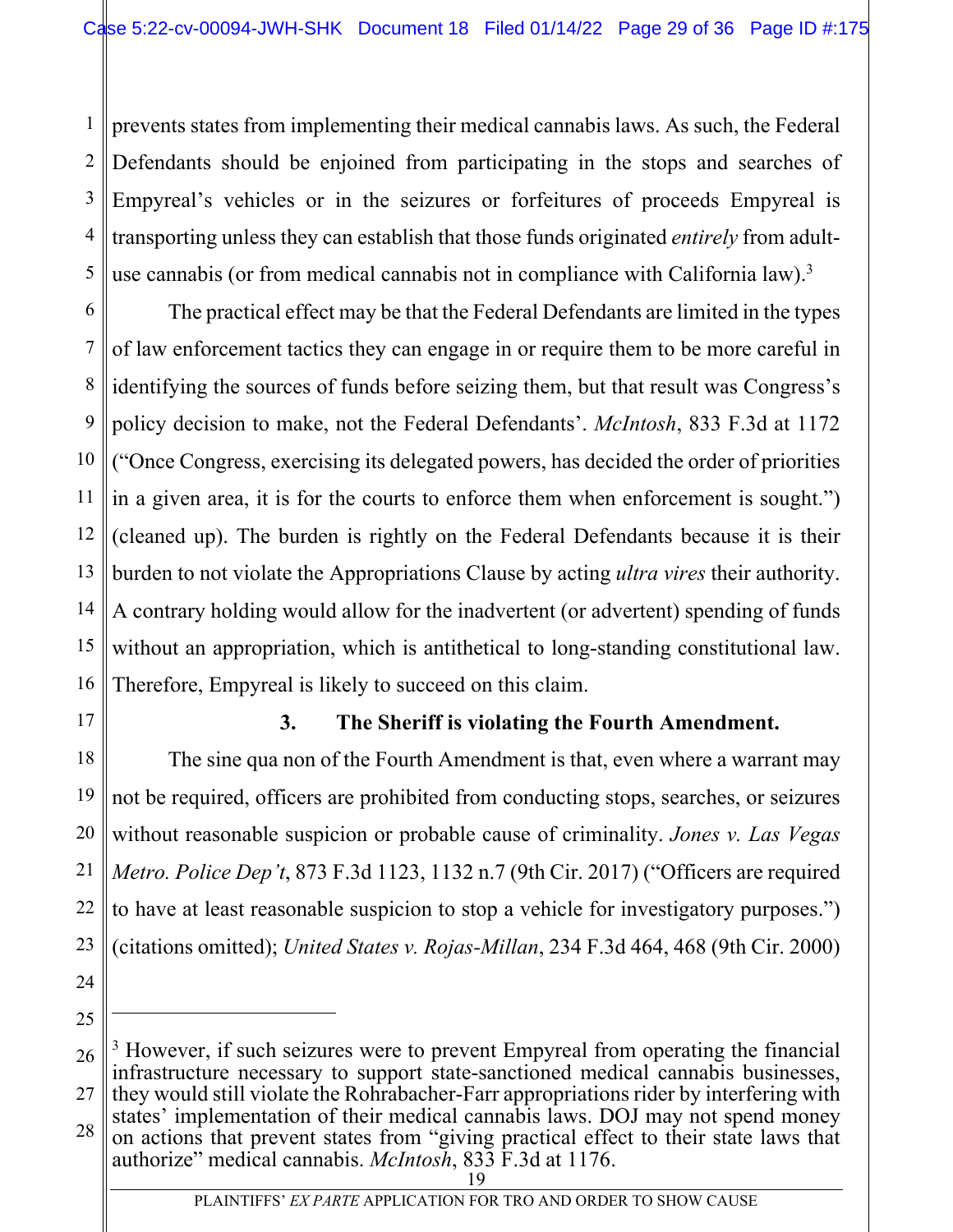prevents states from implementing their medical cannabis laws. As such, the Federal Defendants should be enjoined from participating in the stops and searches of Empyreal's vehicles or in the seizures or forfeitures of proceeds Empyreal is transporting unless they can establish that those funds originated *entirely* from adult-use cannabis (or from medical cannabis not in compliance with California law).[3]

The practical effect may be that the Federal Defendants are limited in the types of law enforcement tactics they can engage in or require them to be more careful in identifying the sources of funds before seizing them, but that result was Congress's policy decision to make, not the Federal Defendants'. *McIntosh*, 833 F.3d at 1172 ("Once Congress, exercising its delegated powers, has decided the order of priorities in a given area, it is for the courts to enforce them when enforcement is sought.") (cleaned up). The burden is rightly on the Federal Defendants because it is their burden to not violate the Appropriations Clause by acting *ultra vires* their authority. A contrary holding would allow for the inadvertent (or advertent) spending of funds without an appropriation, which is antithetical to long-standing constitutional law. Therefore, Empyreal is likely to succeed on this claim.

### 3. The Sheriff is violating the Fourth Amendment.

The sine qua non of the Fourth Amendment is that, even where a warrant may not be required, officers are prohibited from conducting stops, searches, or seizures without reasonable suspicion or probable cause of criminality. *Jones v. Las Vegas Metro. Police Dep't*, 873 F.3d 1123, 1132 n.7 (9th Cir. 2017) ("Officers are required to have at least reasonable suspicion to stop a vehicle for investigatory purposes.") (citations omitted); *United States v. Rojas-Millan*, 234 F.3d 464, 468 (9th Cir. 2000)

---

[3] However, if such seizures were to prevent Empyreal from operating the financial infrastructure necessary to support state-sanctioned medical cannabis businesses, they would still violate the Rohrabacher-Farr appropriations rider by interfering with states' implementation of their medical cannabis laws. DOJ may not spend money on actions that prevent states from "giving practical effect to their state laws that authorize" medical cannabis. *McIntosh*, 833 F.3d at 1176.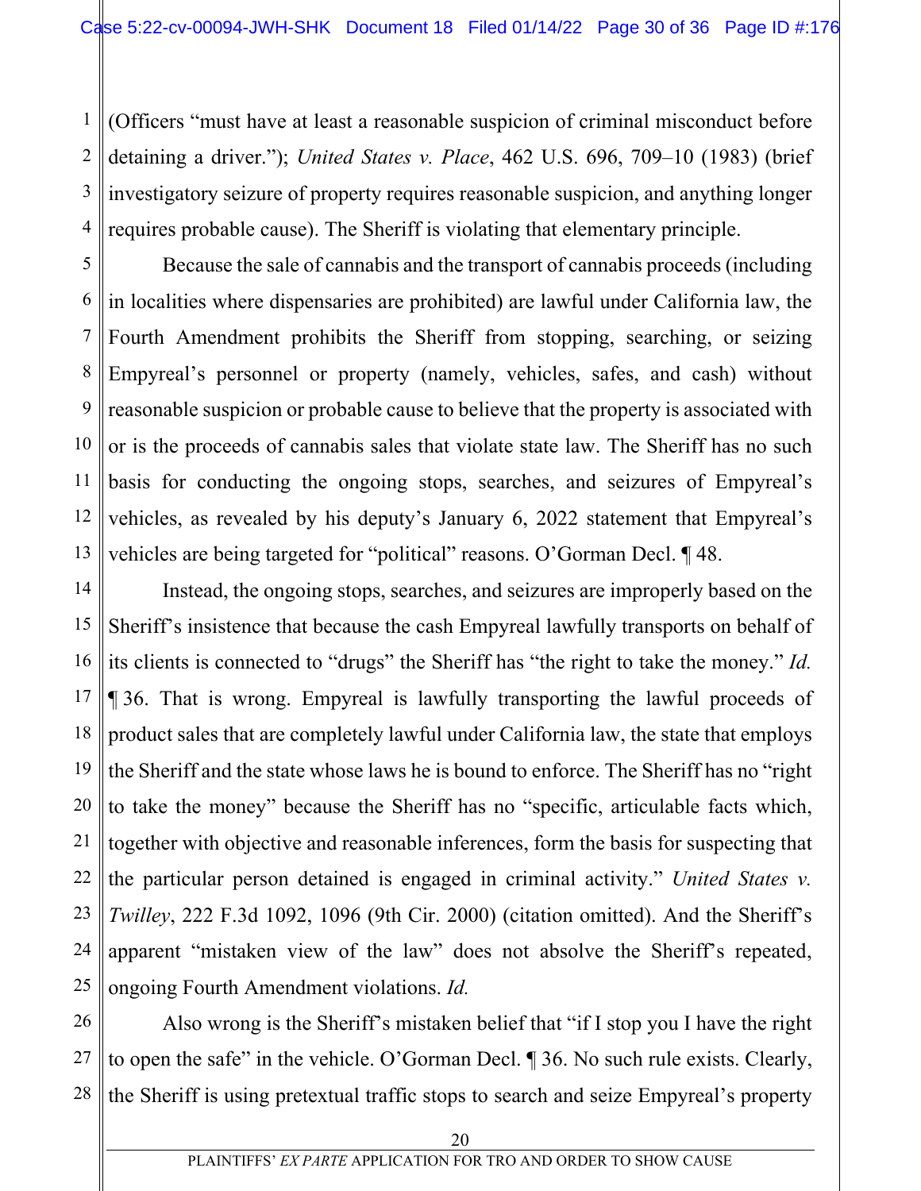(Officers "must have at least a reasonable suspicion of criminal misconduct before detaining a driver."); *United States v. Place*, 462 U.S. 696, 709–10 (1983) (brief investigatory seizure of property requires reasonable suspicion, and anything longer requires probable cause). The Sheriff is violating that elementary principle.

Because the sale of cannabis and the transport of cannabis proceeds (including in localities where dispensaries are prohibited) are lawful under California law, the Fourth Amendment prohibits the Sheriff from stopping, searching, or seizing Empyreal's personnel or property (namely, vehicles, safes, and cash) without reasonable suspicion or probable cause to believe that the property is associated with or is the proceeds of cannabis sales that violate state law. The Sheriff has no such basis for conducting the ongoing stops, searches, and seizures of Empyreal's vehicles, as revealed by his deputy's January 6, 2022 statement that Empyreal's vehicles are being targeted for "political" reasons. O'Gorman Decl. ¶ 48.

Instead, the ongoing stops, searches, and seizures are improperly based on the Sheriff's insistence that because the cash Empyreal lawfully transports on behalf of its clients is connected to "drugs" the Sheriff has "the right to take the money." *Id.* ¶ 36. That is wrong. Empyreal is lawfully transporting the lawful proceeds of product sales that are completely lawful under California law, the state that employs the Sheriff and the state whose laws he is bound to enforce. The Sheriff has no "right to take the money" because the Sheriff has no "specific, articulable facts which, together with objective and reasonable inferences, form the basis for suspecting that the particular person detained is engaged in criminal activity." *United States v. Twilley*, 222 F.3d 1092, 1096 (9th Cir. 2000) (citation omitted). And the Sheriff's apparent "mistaken view of the law" does not absolve the Sheriff's repeated, ongoing Fourth Amendment violations. *Id.*

Also wrong is the Sheriff's mistaken belief that "if I stop you I have the right to open the safe" in the vehicle. O'Gorman Decl. ¶ 36. No such rule exists. Clearly, the Sheriff is using pretextual traffic stops to search and seize Empyreal's property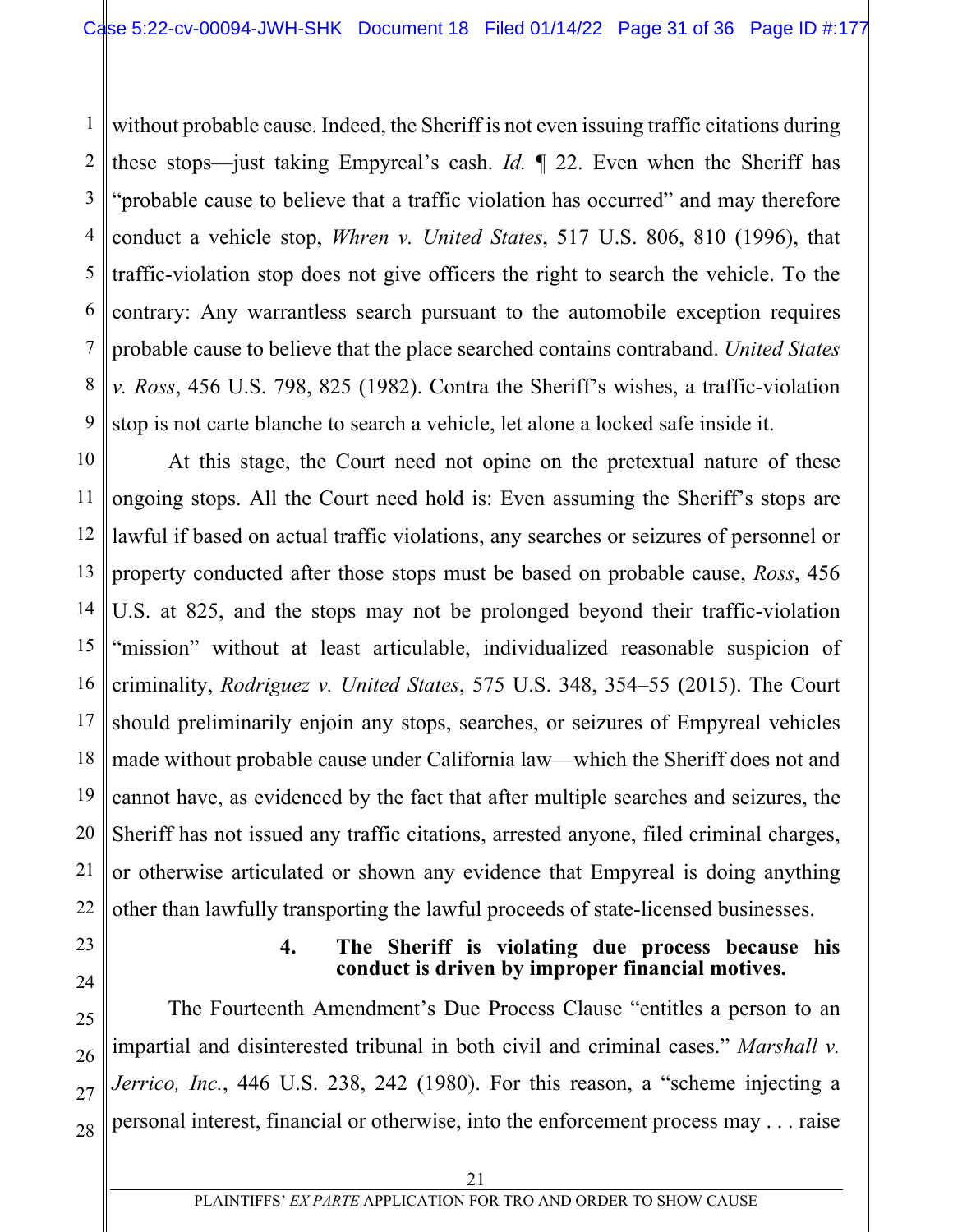without probable cause. Indeed, the Sheriff is not even issuing traffic citations during these stops—just taking Empyreal's cash. *Id.* ¶ 22. Even when the Sheriff has "probable cause to believe that a traffic violation has occurred" and may therefore conduct a vehicle stop, *Whren v. United States*, 517 U.S. 806, 810 (1996), that traffic-violation stop does not give officers the right to search the vehicle. To the contrary: Any warrantless search pursuant to the automobile exception requires probable cause to believe that the place searched contains contraband. *United States v. Ross*, 456 U.S. 798, 825 (1982). Contra the Sheriff's wishes, a traffic-violation stop is not carte blanche to search a vehicle, let alone a locked safe inside it.

At this stage, the Court need not opine on the pretextual nature of these ongoing stops. All the Court need hold is: Even assuming the Sheriff's stops are lawful if based on actual traffic violations, any searches or seizures of personnel or property conducted after those stops must be based on probable cause, *Ross*, 456 U.S. at 825, and the stops may not be prolonged beyond their traffic-violation "mission" without at least articulable, individualized reasonable suspicion of criminality, *Rodriguez v. United States*, 575 U.S. 348, 354–55 (2015). The Court should preliminarily enjoin any stops, searches, or seizures of Empyreal vehicles made without probable cause under California law—which the Sheriff does not and cannot have, as evidenced by the fact that after multiple searches and seizures, the Sheriff has not issued any traffic citations, arrested anyone, filed criminal charges, or otherwise articulated or shown any evidence that Empyreal is doing anything other than lawfully transporting the lawful proceeds of state-licensed businesses.

#### 4. The Sheriff is violating due process because his conduct is driven by improper financial motives.

The Fourteenth Amendment's Due Process Clause "entitles a person to an impartial and disinterested tribunal in both civil and criminal cases." *Marshall v. Jerrico, Inc.*, 446 U.S. 238, 242 (1980). For this reason, a "scheme injecting a personal interest, financial or otherwise, into the enforcement process may . . . raise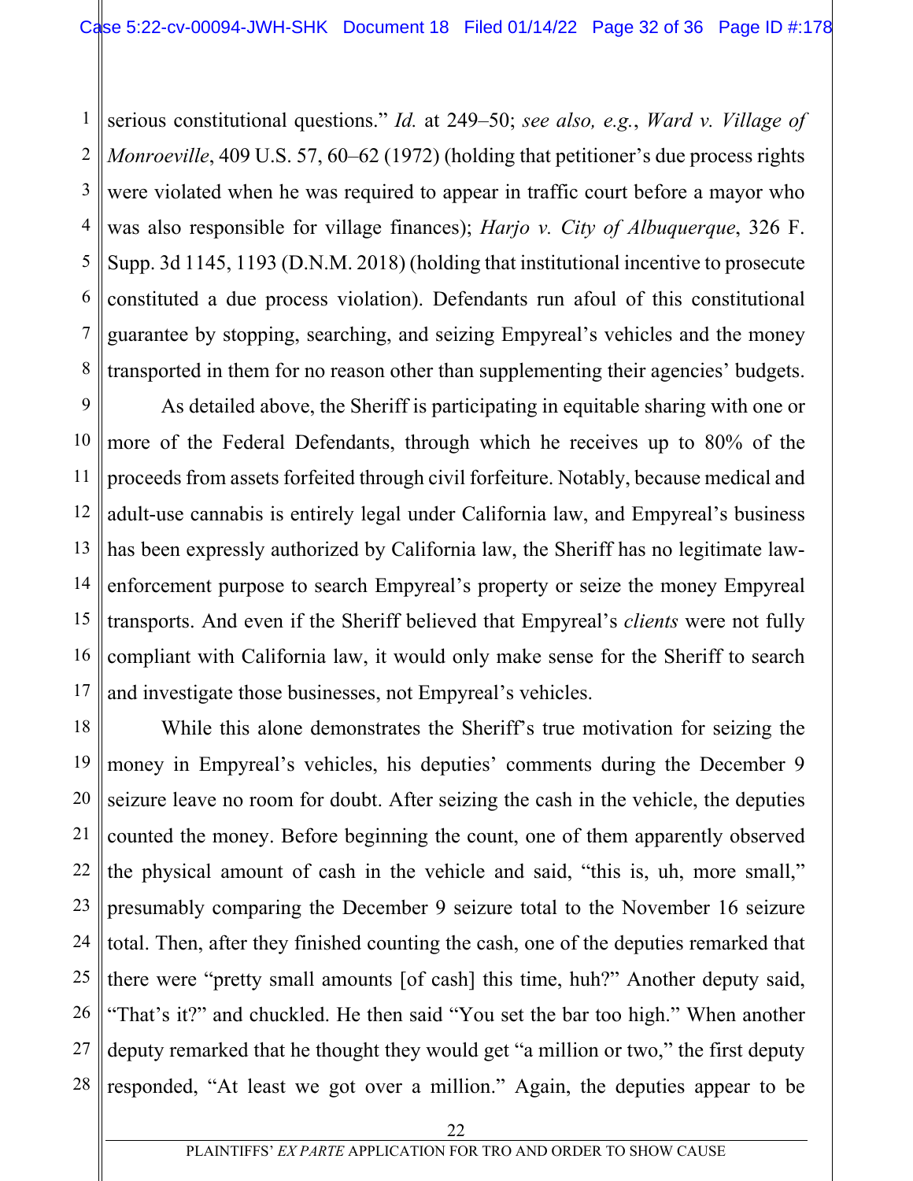serious constitutional questions." *Id.* at 249–50; *see also, e.g.*, *Ward v. Village of Monroeville*, 409 U.S. 57, 60–62 (1972) (holding that petitioner's due process rights were violated when he was required to appear in traffic court before a mayor who was also responsible for village finances); *Harjo v. City of Albuquerque*, 326 F. Supp. 3d 1145, 1193 (D.N.M. 2018) (holding that institutional incentive to prosecute constituted a due process violation). Defendants run afoul of this constitutional guarantee by stopping, searching, and seizing Empyreal's vehicles and the money transported in them for no reason other than supplementing their agencies' budgets.

As detailed above, the Sheriff is participating in equitable sharing with one or more of the Federal Defendants, through which he receives up to 80% of the proceeds from assets forfeited through civil forfeiture. Notably, because medical and adult-use cannabis is entirely legal under California law, and Empyreal's business has been expressly authorized by California law, the Sheriff has no legitimate law-enforcement purpose to search Empyreal's property or seize the money Empyreal transports. And even if the Sheriff believed that Empyreal's *clients* were not fully compliant with California law, it would only make sense for the Sheriff to search and investigate those businesses, not Empyreal's vehicles.

While this alone demonstrates the Sheriff's true motivation for seizing the money in Empyreal's vehicles, his deputies' comments during the December 9 seizure leave no room for doubt. After seizing the cash in the vehicle, the deputies counted the money. Before beginning the count, one of them apparently observed the physical amount of cash in the vehicle and said, "this is, uh, more small," presumably comparing the December 9 seizure total to the November 16 seizure total. Then, after they finished counting the cash, one of the deputies remarked that there were "pretty small amounts [of cash] this time, huh?" Another deputy said, "That's it?" and chuckled. He then said "You set the bar too high." When another deputy remarked that he thought they would get "a million or two," the first deputy responded, "At least we got over a million." Again, the deputies appear to be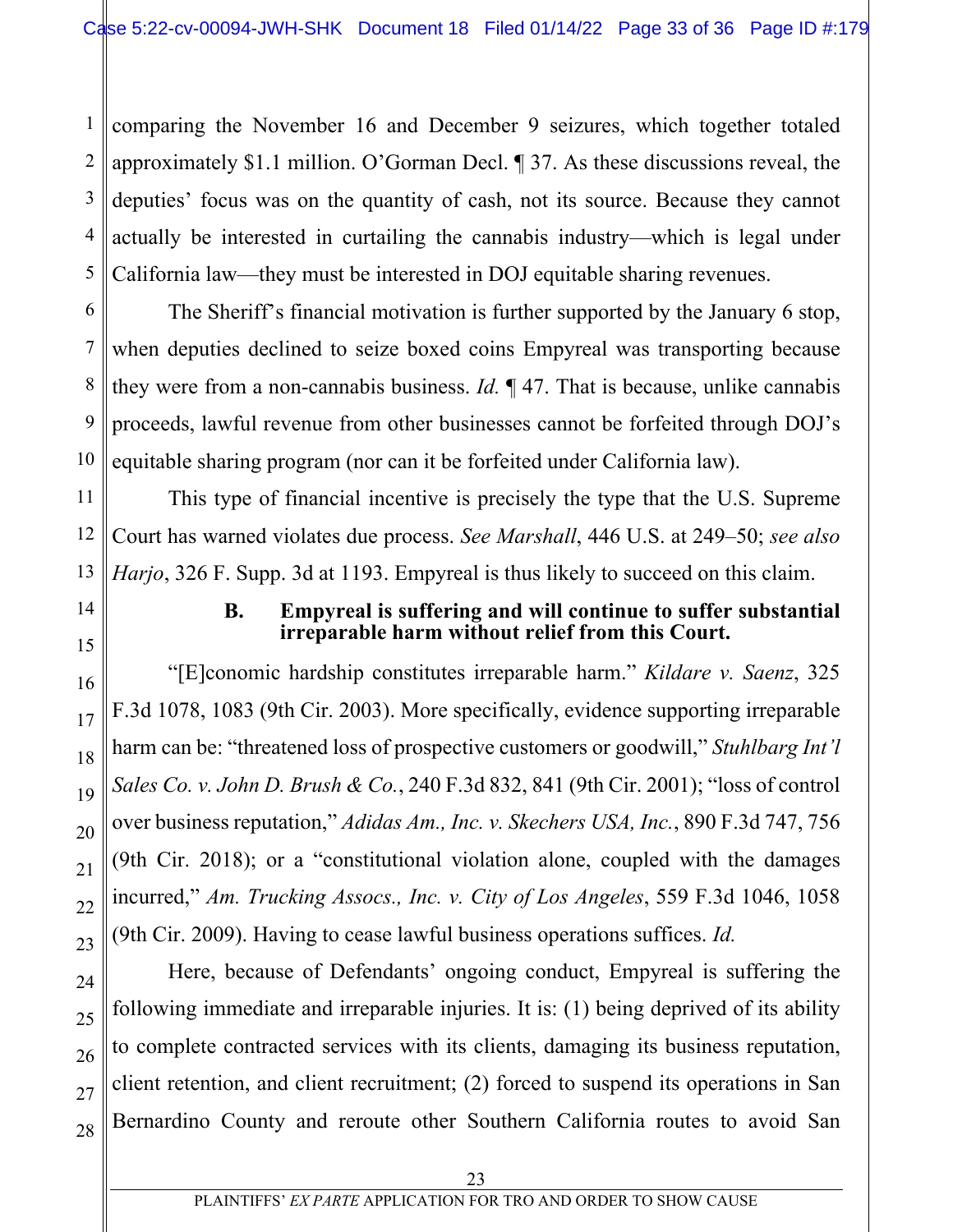comparing the November 16 and December 9 seizures, which together totaled approximately $1.1 million. O'Gorman Decl. ¶ 37. As these discussions reveal, the deputies' focus was on the quantity of cash, not its source. Because they cannot actually be interested in curtailing the cannabis industry—which is legal under California law—they must be interested in DOJ equitable sharing revenues.

The Sheriff's financial motivation is further supported by the January 6 stop, when deputies declined to seize boxed coins Empyreal was transporting because they were from a non-cannabis business. *Id.* ¶ 47. That is because, unlike cannabis proceeds, lawful revenue from other businesses cannot be forfeited through DOJ's equitable sharing program (nor can it be forfeited under California law).

This type of financial incentive is precisely the type that the U.S. Supreme Court has warned violates due process. *See Marshall*, 446 U.S. at 249–50; *see also Harjo*, 326 F. Supp. 3d at 1193. Empyreal is thus likely to succeed on this claim.

### B. Empyreal is suffering and will continue to suffer substantial irreparable harm without relief from this Court.

"[E]conomic hardship constitutes irreparable harm." *Kildare v. Saenz*, 325 F.3d 1078, 1083 (9th Cir. 2003). More specifically, evidence supporting irreparable harm can be: "threatened loss of prospective customers or goodwill," *Stuhlbarg Int'l Sales Co. v. John D. Brush & Co.*, 240 F.3d 832, 841 (9th Cir. 2001); "loss of control over business reputation," *Adidas Am., Inc. v. Skechers USA, Inc.*, 890 F.3d 747, 756 (9th Cir. 2018); or a "constitutional violation alone, coupled with the damages incurred," *Am. Trucking Assocs., Inc. v. City of Los Angeles*, 559 F.3d 1046, 1058 (9th Cir. 2009). Having to cease lawful business operations suffices. *Id.*

Here, because of Defendants' ongoing conduct, Empyreal is suffering the following immediate and irreparable injuries. It is: (1) being deprived of its ability to complete contracted services with its clients, damaging its business reputation, client retention, and client recruitment; (2) forced to suspend its operations in San Bernardino County and reroute other Southern California routes to avoid San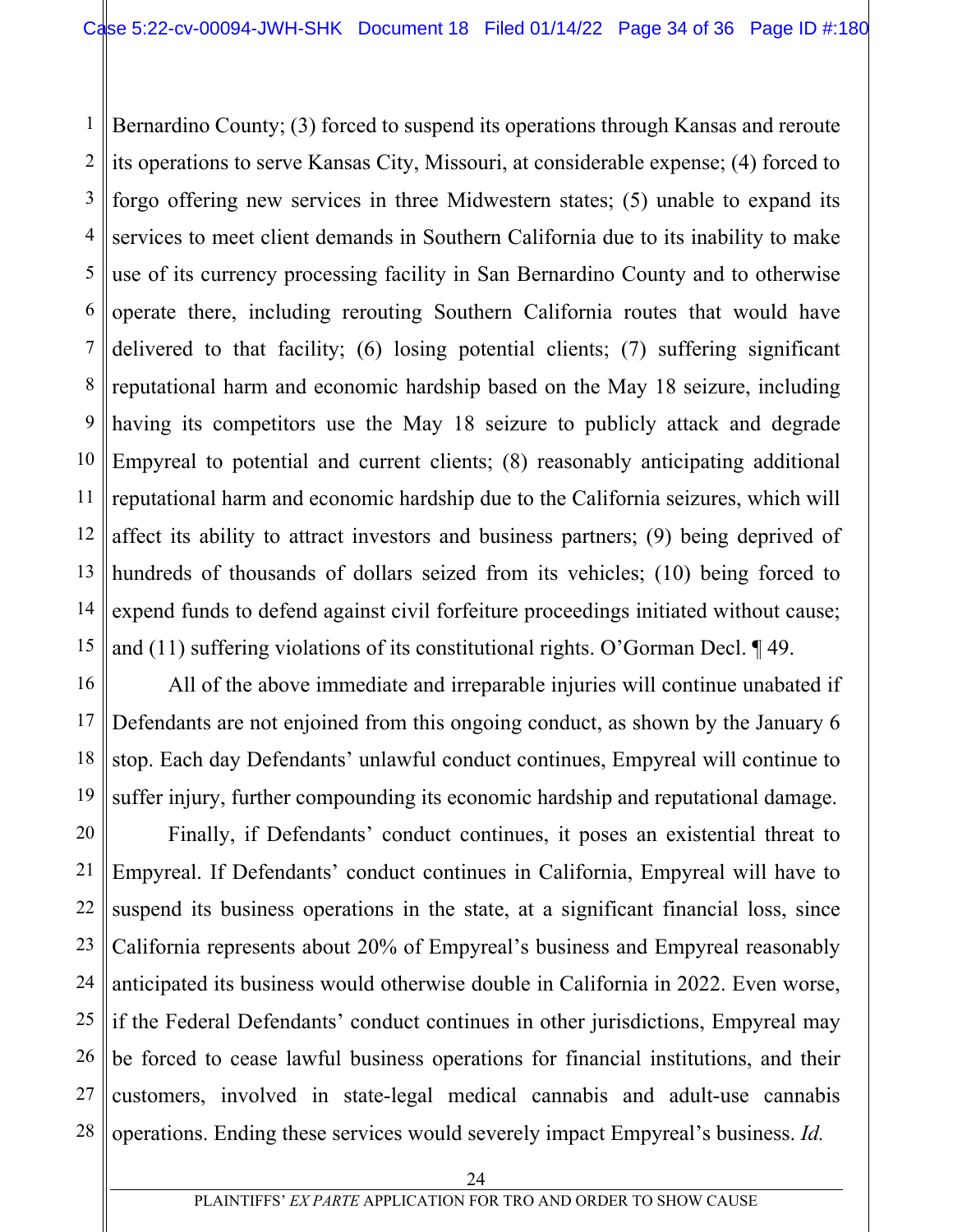Bernardino County; (3) forced to suspend its operations through Kansas and reroute its operations to serve Kansas City, Missouri, at considerable expense; (4) forced to forgo offering new services in three Midwestern states; (5) unable to expand its services to meet client demands in Southern California due to its inability to make use of its currency processing facility in San Bernardino County and to otherwise operate there, including rerouting Southern California routes that would have delivered to that facility; (6) losing potential clients; (7) suffering significant reputational harm and economic hardship based on the May 18 seizure, including having its competitors use the May 18 seizure to publicly attack and degrade Empyreal to potential and current clients; (8) reasonably anticipating additional reputational harm and economic hardship due to the California seizures, which will affect its ability to attract investors and business partners; (9) being deprived of hundreds of thousands of dollars seized from its vehicles; (10) being forced to expend funds to defend against civil forfeiture proceedings initiated without cause; and (11) suffering violations of its constitutional rights. O'Gorman Decl. ¶ 49.

All of the above immediate and irreparable injuries will continue unabated if Defendants are not enjoined from this ongoing conduct, as shown by the January 6 stop. Each day Defendants' unlawful conduct continues, Empyreal will continue to suffer injury, further compounding its economic hardship and reputational damage.

Finally, if Defendants' conduct continues, it poses an existential threat to Empyreal. If Defendants' conduct continues in California, Empyreal will have to suspend its business operations in the state, at a significant financial loss, since California represents about 20% of Empyreal's business and Empyreal reasonably anticipated its business would otherwise double in California in 2022. Even worse, if the Federal Defendants' conduct continues in other jurisdictions, Empyreal may be forced to cease lawful business operations for financial institutions, and their customers, involved in state-legal medical cannabis and adult-use cannabis operations. Ending these services would severely impact Empyreal's business. *Id.*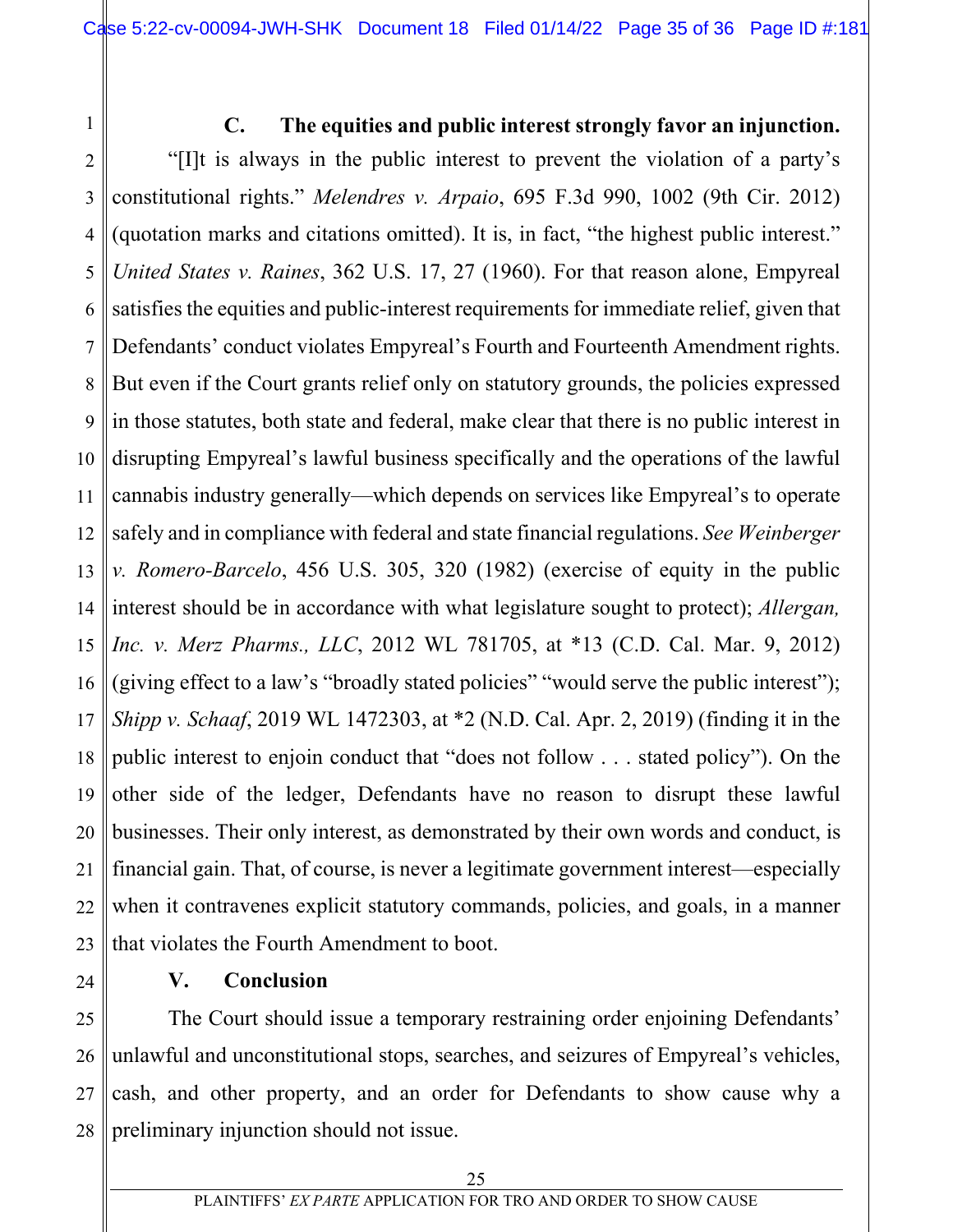### C. The equities and public interest strongly favor an injunction.

"[I]t is always in the public interest to prevent the violation of a party's constitutional rights." *Melendres v. Arpaio*, 695 F.3d 990, 1002 (9th Cir. 2012) (quotation marks and citations omitted). It is, in fact, "the highest public interest." *United States v. Raines*, 362 U.S. 17, 27 (1960). For that reason alone, Empyreal satisfies the equities and public-interest requirements for immediate relief, given that Defendants' conduct violates Empyreal's Fourth and Fourteenth Amendment rights. But even if the Court grants relief only on statutory grounds, the policies expressed in those statutes, both state and federal, make clear that there is no public interest in disrupting Empyreal's lawful business specifically and the operations of the lawful cannabis industry generally—which depends on services like Empyreal's to operate safely and in compliance with federal and state financial regulations. *See Weinberger v. Romero-Barcelo*, 456 U.S. 305, 320 (1982) (exercise of equity in the public interest should be in accordance with what legislature sought to protect); *Allergan, Inc. v. Merz Pharms., LLC*, 2012 WL 781705, at *13 (C.D. Cal. Mar. 9, 2012) (giving effect to a law's "broadly stated policies" "would serve the public interest"); *Shipp v. Schaaf*, 2019 WL 1472303, at *2 (N.D. Cal. Apr. 2, 2019) (finding it in the public interest to enjoin conduct that "does not follow . . . stated policy"). On the other side of the ledger, Defendants have no reason to disrupt these lawful businesses. Their only interest, as demonstrated by their own words and conduct, is financial gain. That, of course, is never a legitimate government interest—especially when it contravenes explicit statutory commands, policies, and goals, in a manner that violates the Fourth Amendment to boot.

## V. Conclusion

The Court should issue a temporary restraining order enjoining Defendants' unlawful and unconstitutional stops, searches, and seizures of Empyreal's vehicles, cash, and other property, and an order for Defendants to show cause why a preliminary injunction should not issue.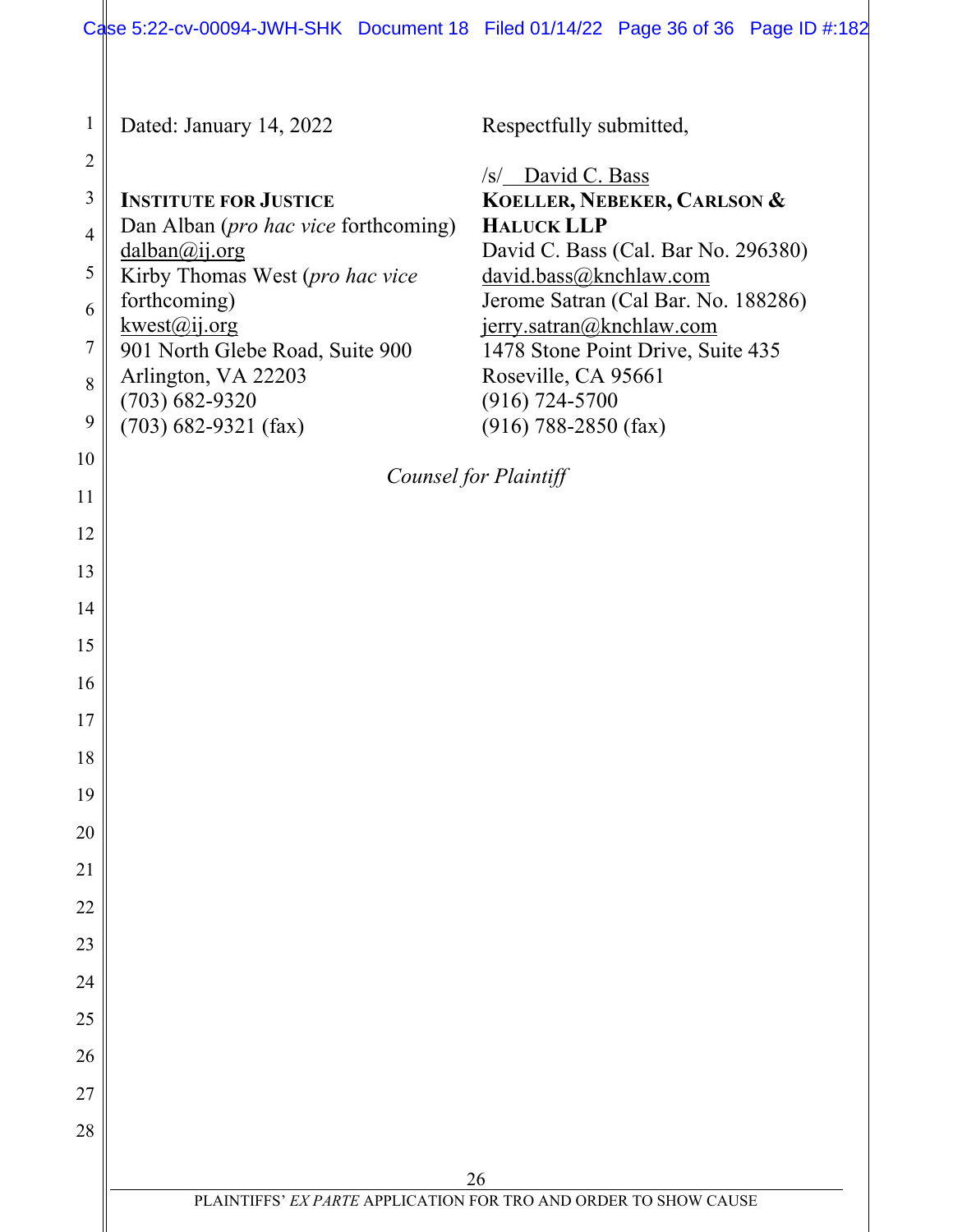Dated: January 14, 2022

Respectfully submitted,

/s/ David C. Bass

**Institute for Justice**
Dan Alban (*pro hac vice* forthcoming)
dalban@ij.org
Kirby Thomas West (*pro hac vice* forthcoming)
kwest@ij.org
901 North Glebe Road, Suite 900
Arlington, VA 22203
(703) 682-9320
(703) 682-9321 (fax)

**Koeller, Nebeker, Carlson & Haluck LLP**
David C. Bass (Cal. Bar No. 296380)
david.bass@knchlaw.com
Jerome Satran (Cal Bar. No. 188286)
jerry.satran@knchlaw.com
1478 Stone Point Drive, Suite 435
Roseville, CA 95661
(916) 724-5700
(916) 788-2850 (fax)

*Counsel for Plaintiff*